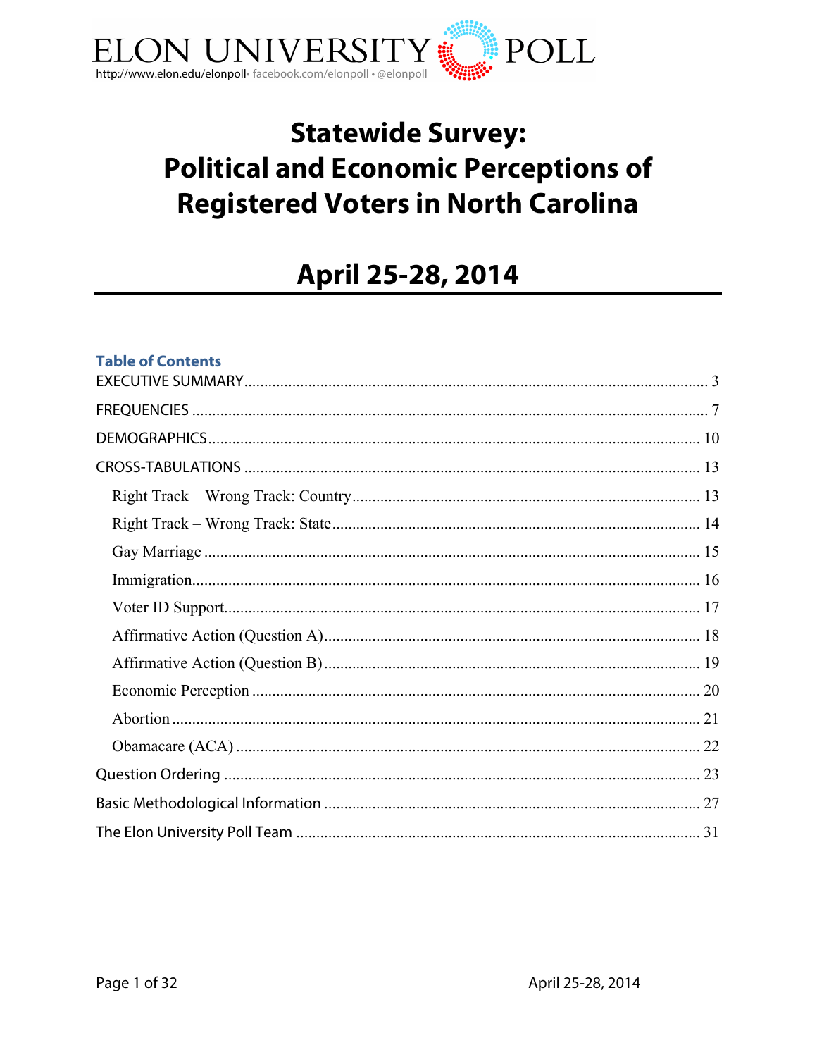ELON UNIVERSITY POLL

http://www.elon.edu/elonpoll• facebook.com/elonpoll • @elonpoll

# Statewide Survey: Political and Economic Perceptions of Registered Voters in North Carolina

## April 25-28, 2014

### Table of Contents

EXECUTIVE SUMMARY ........ 3

FREQUENCIES ........ 7

DEMOGRAPHICS ........ 10

CROSS-TABULATIONS ........ 13

- Right Track – Wrong Track: Country ........ 13
- Right Track – Wrong Track: State ........ 14
- Gay Marriage ........ 15
- Immigration ........ 16
- Voter ID Support ........ 17
- Affirmative Action (Question A) ........ 18
- Affirmative Action (Question B) ........ 19
- Economic Perception ........ 20
- Abortion ........ 21
- Obamacare (ACA) ........ 22

Question Ordering ........ 23

Basic Methodological Information ........ 27

The Elon University Poll Team ........ 31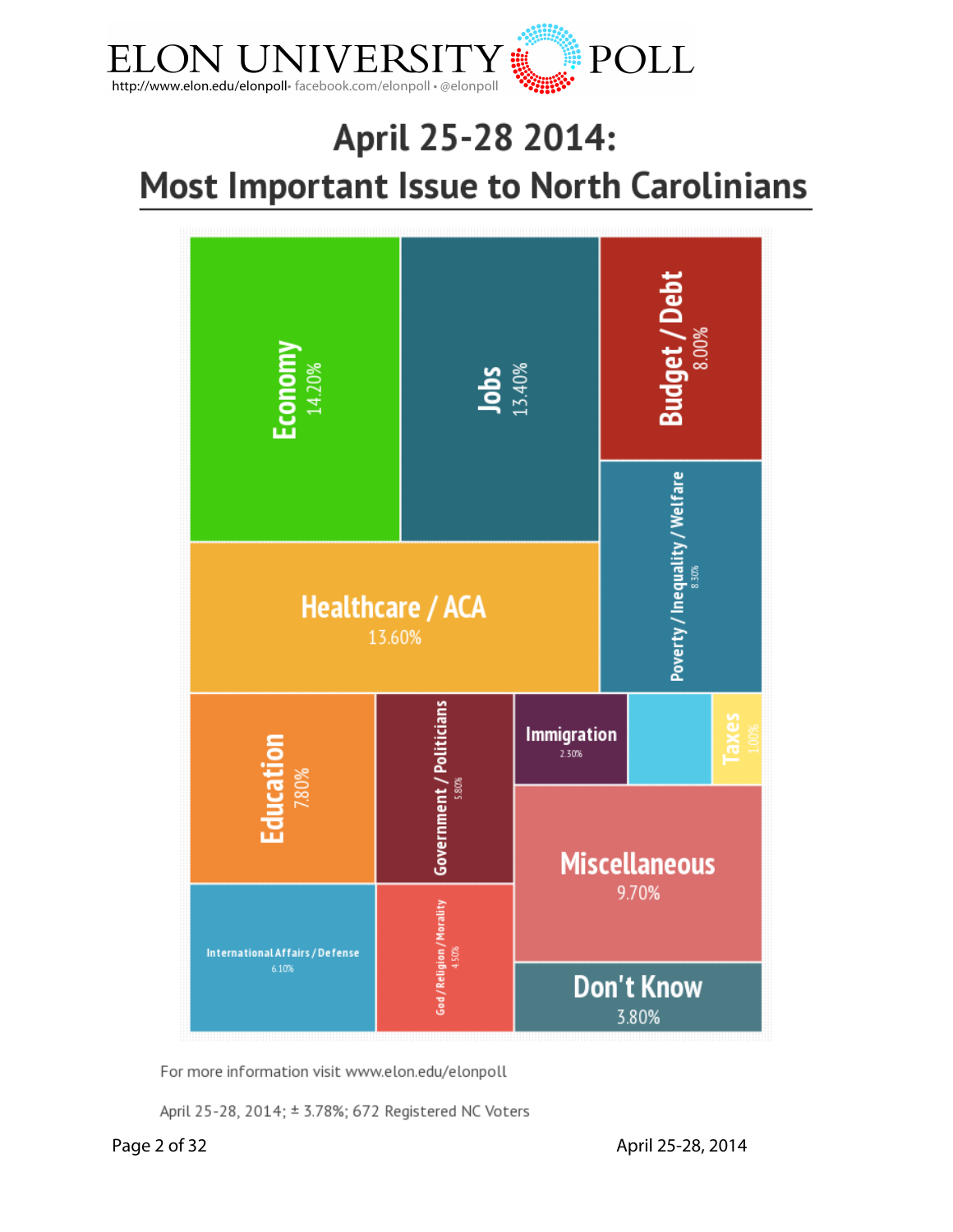# April 25-28 2014: Most Important Issue to North Carolinians

| Issue | Percent |
|---|---|
| Economy | 14.20% |
| Jobs | 13.40% |
| Budget / Debt | 8.00% |
| Healthcare / ACA | 13.60% |
| Poverty / Inequality / Welfare | 8.30% |
| Education | 7.80% |
| Government / Politicians | 5.80% |
| Immigration | 2.30% |
| Taxes | 1.00% |
| Miscellaneous | 9.70% |
| International Affairs / Defense | 6.10% |
| God / Religion / Morality | 4.50% |
| Don't Know | 3.80% |

For more information visit www.elon.edu/elonpoll

April 25-28, 2014; ± 3.78%; 672 Registered NC Voters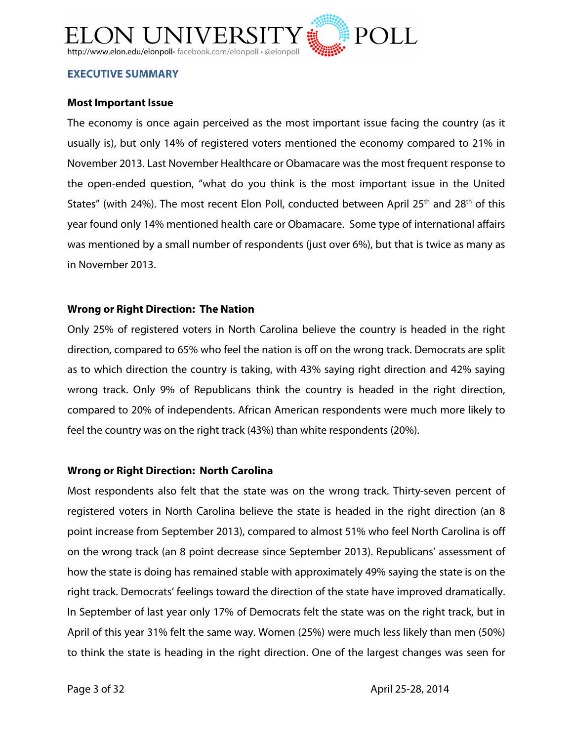## EXECUTIVE SUMMARY

### Most Important Issue

The economy is once again perceived as the most important issue facing the country (as it usually is), but only 14% of registered voters mentioned the economy compared to 21% in November 2013. Last November Healthcare or Obamacare was the most frequent response to the open-ended question, "what do you think is the most important issue in the United States" (with 24%). The most recent Elon Poll, conducted between April 25th and 28th of this year found only 14% mentioned health care or Obamacare. Some type of international affairs was mentioned by a small number of respondents (just over 6%), but that is twice as many as in November 2013.

### Wrong or Right Direction: The Nation

Only 25% of registered voters in North Carolina believe the country is headed in the right direction, compared to 65% who feel the nation is off on the wrong track. Democrats are split as to which direction the country is taking, with 43% saying right direction and 42% saying wrong track. Only 9% of Republicans think the country is headed in the right direction, compared to 20% of independents. African American respondents were much more likely to feel the country was on the right track (43%) than white respondents (20%).

### Wrong or Right Direction: North Carolina

Most respondents also felt that the state was on the wrong track. Thirty-seven percent of registered voters in North Carolina believe the state is headed in the right direction (an 8 point increase from September 2013), compared to almost 51% who feel North Carolina is off on the wrong track (an 8 point decrease since September 2013). Republicans' assessment of how the state is doing has remained stable with approximately 49% saying the state is on the right track. Democrats' feelings toward the direction of the state have improved dramatically. In September of last year only 17% of Democrats felt the state was on the right track, but in April of this year 31% felt the same way. Women (25%) were much less likely than men (50%) to think the state is heading in the right direction. One of the largest changes was seen for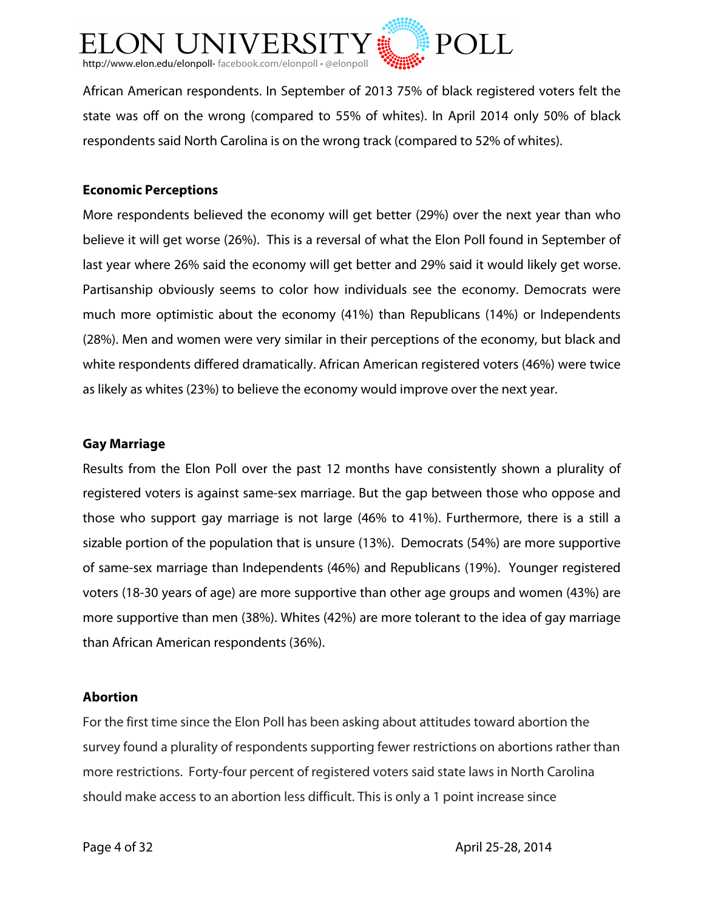African American respondents. In September of 2013 75% of black registered voters felt the state was off on the wrong (compared to 55% of whites). In April 2014 only 50% of black respondents said North Carolina is on the wrong track (compared to 52% of whites).

**Economic Perceptions**

More respondents believed the economy will get better (29%) over the next year than who believe it will get worse (26%). This is a reversal of what the Elon Poll found in September of last year where 26% said the economy will get better and 29% said it would likely get worse. Partisanship obviously seems to color how individuals see the economy. Democrats were much more optimistic about the economy (41%) than Republicans (14%) or Independents (28%). Men and women were very similar in their perceptions of the economy, but black and white respondents differed dramatically. African American registered voters (46%) were twice as likely as whites (23%) to believe the economy would improve over the next year.

**Gay Marriage**

Results from the Elon Poll over the past 12 months have consistently shown a plurality of registered voters is against same-sex marriage. But the gap between those who oppose and those who support gay marriage is not large (46% to 41%). Furthermore, there is a still a sizable portion of the population that is unsure (13%). Democrats (54%) are more supportive of same-sex marriage than Independents (46%) and Republicans (19%). Younger registered voters (18-30 years of age) are more supportive than other age groups and women (43%) are more supportive than men (38%). Whites (42%) are more tolerant to the idea of gay marriage than African American respondents (36%).

**Abortion**

For the first time since the Elon Poll has been asking about attitudes toward abortion the survey found a plurality of respondents supporting fewer restrictions on abortions rather than more restrictions. Forty-four percent of registered voters said state laws in North Carolina should make access to an abortion less difficult. This is only a 1 point increase since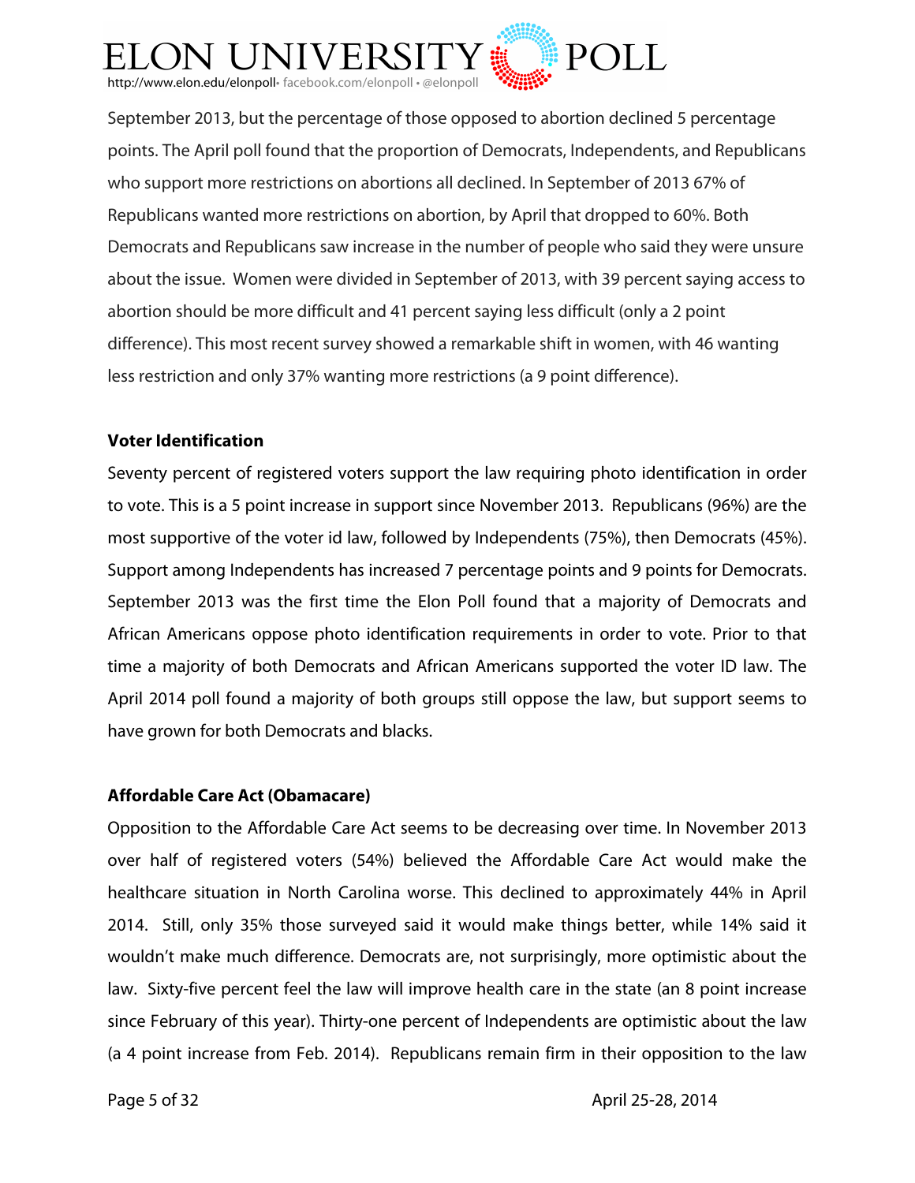September 2013, but the percentage of those opposed to abortion declined 5 percentage points. The April poll found that the proportion of Democrats, Independents, and Republicans who support more restrictions on abortions all declined. In September of 2013 67% of Republicans wanted more restrictions on abortion, by April that dropped to 60%. Both Democrats and Republicans saw increase in the number of people who said they were unsure about the issue. Women were divided in September of 2013, with 39 percent saying access to abortion should be more difficult and 41 percent saying less difficult (only a 2 point difference). This most recent survey showed a remarkable shift in women, with 46 wanting less restriction and only 37% wanting more restrictions (a 9 point difference).

**Voter Identification**

Seventy percent of registered voters support the law requiring photo identification in order to vote. This is a 5 point increase in support since November 2013. Republicans (96%) are the most supportive of the voter id law, followed by Independents (75%), then Democrats (45%). Support among Independents has increased 7 percentage points and 9 points for Democrats. September 2013 was the first time the Elon Poll found that a majority of Democrats and African Americans oppose photo identification requirements in order to vote. Prior to that time a majority of both Democrats and African Americans supported the voter ID law. The April 2014 poll found a majority of both groups still oppose the law, but support seems to have grown for both Democrats and blacks.

**Affordable Care Act (Obamacare)**

Opposition to the Affordable Care Act seems to be decreasing over time. In November 2013 over half of registered voters (54%) believed the Affordable Care Act would make the healthcare situation in North Carolina worse. This declined to approximately 44% in April 2014. Still, only 35% those surveyed said it would make things better, while 14% said it wouldn't make much difference. Democrats are, not surprisingly, more optimistic about the law. Sixty-five percent feel the law will improve health care in the state (an 8 point increase since February of this year). Thirty-one percent of Independents are optimistic about the law (a 4 point increase from Feb. 2014). Republicans remain firm in their opposition to the law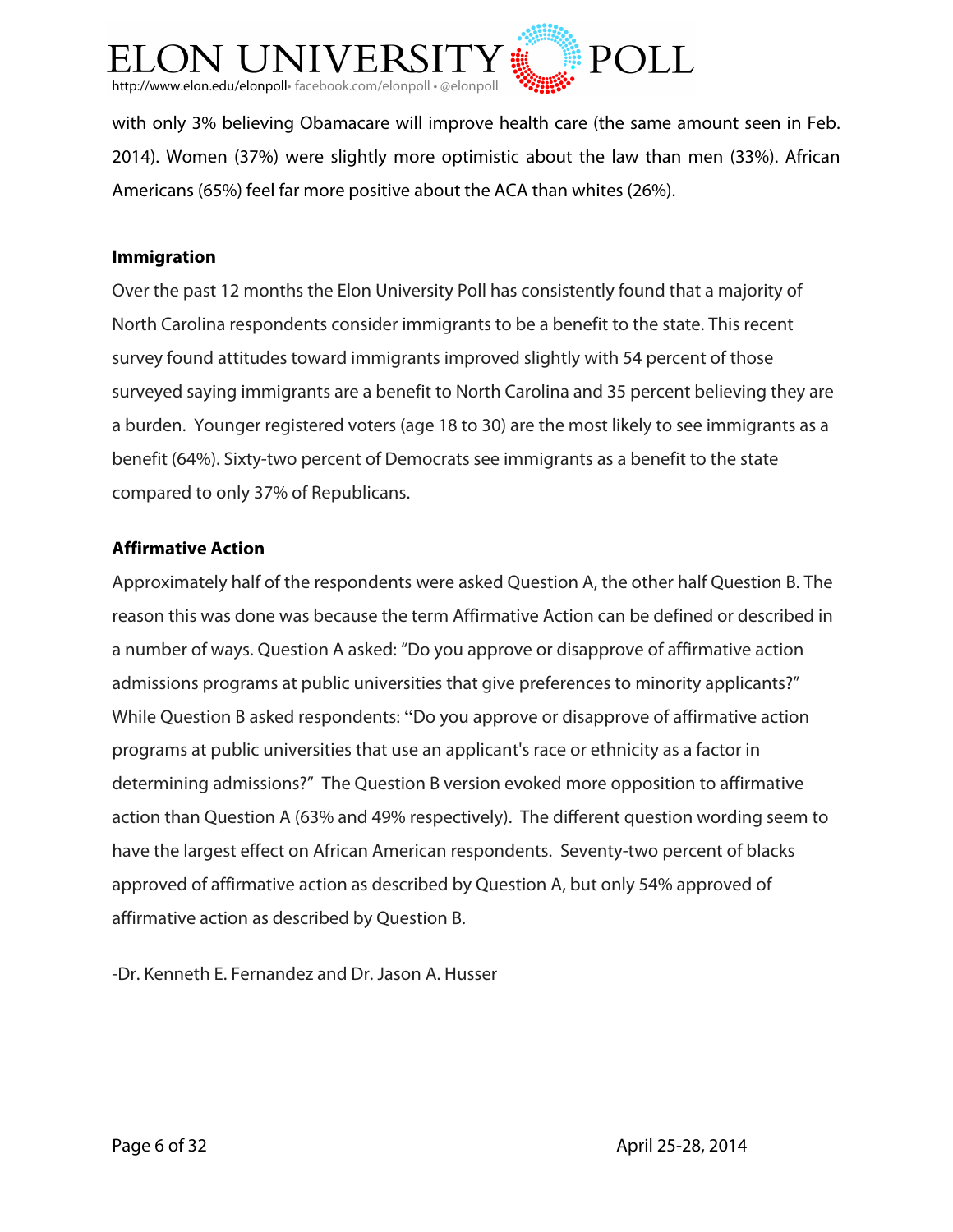with only 3% believing Obamacare will improve health care (the same amount seen in Feb. 2014). Women (37%) were slightly more optimistic about the law than men (33%). African Americans (65%) feel far more positive about the ACA than whites (26%).

**Immigration**

Over the past 12 months the Elon University Poll has consistently found that a majority of North Carolina respondents consider immigrants to be a benefit to the state. This recent survey found attitudes toward immigrants improved slightly with 54 percent of those surveyed saying immigrants are a benefit to North Carolina and 35 percent believing they are a burden. Younger registered voters (age 18 to 30) are the most likely to see immigrants as a benefit (64%). Sixty-two percent of Democrats see immigrants as a benefit to the state compared to only 37% of Republicans.

**Affirmative Action**

Approximately half of the respondents were asked Question A, the other half Question B. The reason this was done was because the term Affirmative Action can be defined or described in a number of ways. Question A asked: "Do you approve or disapprove of affirmative action admissions programs at public universities that give preferences to minority applicants?" While Question B asked respondents: "Do you approve or disapprove of affirmative action programs at public universities that use an applicant's race or ethnicity as a factor in determining admissions?" The Question B version evoked more opposition to affirmative action than Question A (63% and 49% respectively). The different question wording seem to have the largest effect on African American respondents. Seventy-two percent of blacks approved of affirmative action as described by Question A, but only 54% approved of affirmative action as described by Question B.

-Dr. Kenneth E. Fernandez and Dr. Jason A. Husser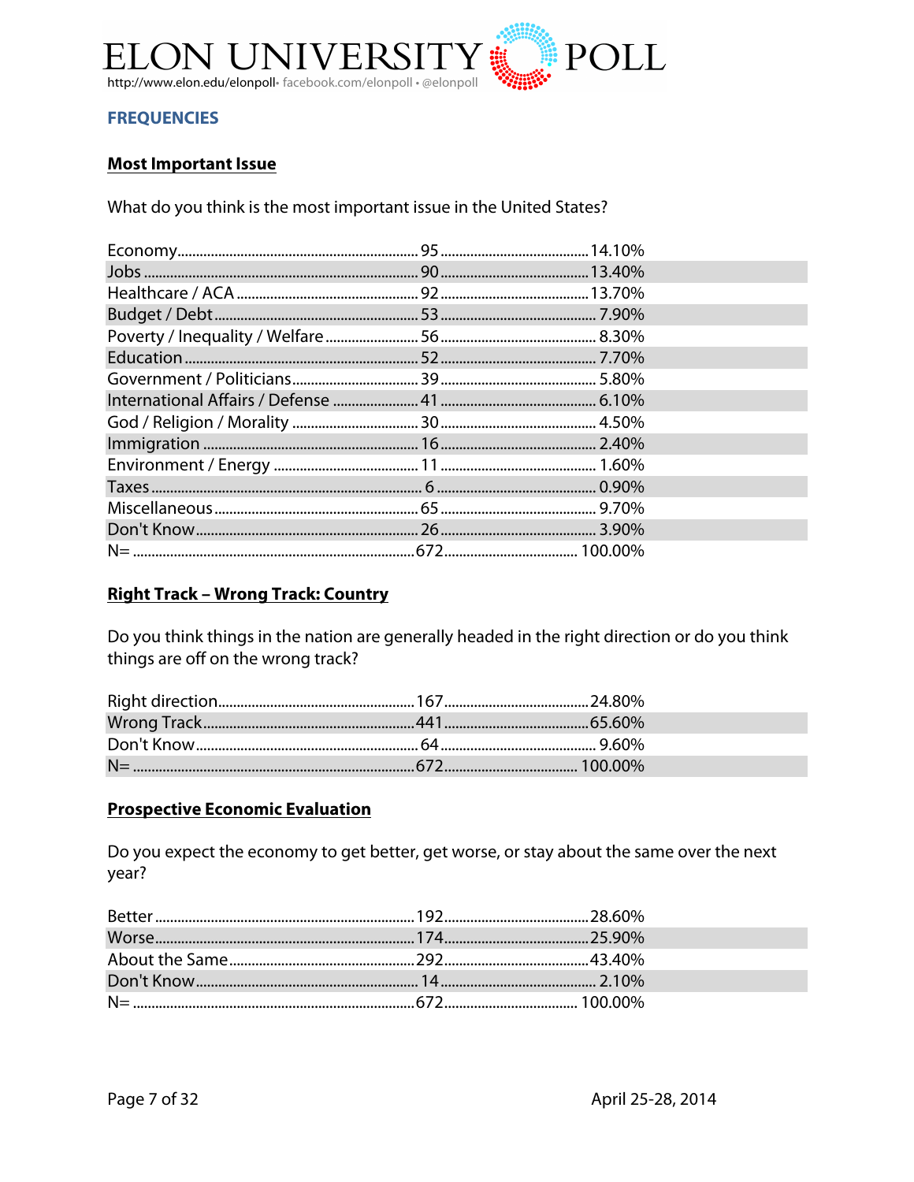## FREQUENCIES

### Most Important Issue

What do you think is the most important issue in the United States?

| | | |
|---|---|---|
| Economy | 95 | 14.10% |
| Jobs | 90 | 13.40% |
| Healthcare / ACA | 92 | 13.70% |
| Budget / Debt | 53 | 7.90% |
| Poverty / Inequality / Welfare | 56 | 8.30% |
| Education | 52 | 7.70% |
| Government / Politicians | 39 | 5.80% |
| International Affairs / Defense | 41 | 6.10% |
| God / Religion / Morality | 30 | 4.50% |
| Immigration | 16 | 2.40% |
| Environment / Energy | 11 | 1.60% |
| Taxes | 6 | 0.90% |
| Miscellaneous | 65 | 9.70% |
| Don't Know | 26 | 3.90% |
| N= | 672 | 100.00% |

### Right Track – Wrong Track: Country

Do you think things in the nation are generally headed in the right direction or do you think things are off on the wrong track?

| | | |
|---|---|---|
| Right direction | 167 | 24.80% |
| Wrong Track | 441 | 65.60% |
| Don't Know | 64 | 9.60% |
| N= | 672 | 100.00% |

### Prospective Economic Evaluation

Do you expect the economy to get better, get worse, or stay about the same over the next year?

| | | |
|---|---|---|
| Better | 192 | 28.60% |
| Worse | 174 | 25.90% |
| About the Same | 292 | 43.40% |
| Don't Know | 14 | 2.10% |
| N= | 672 | 100.00% |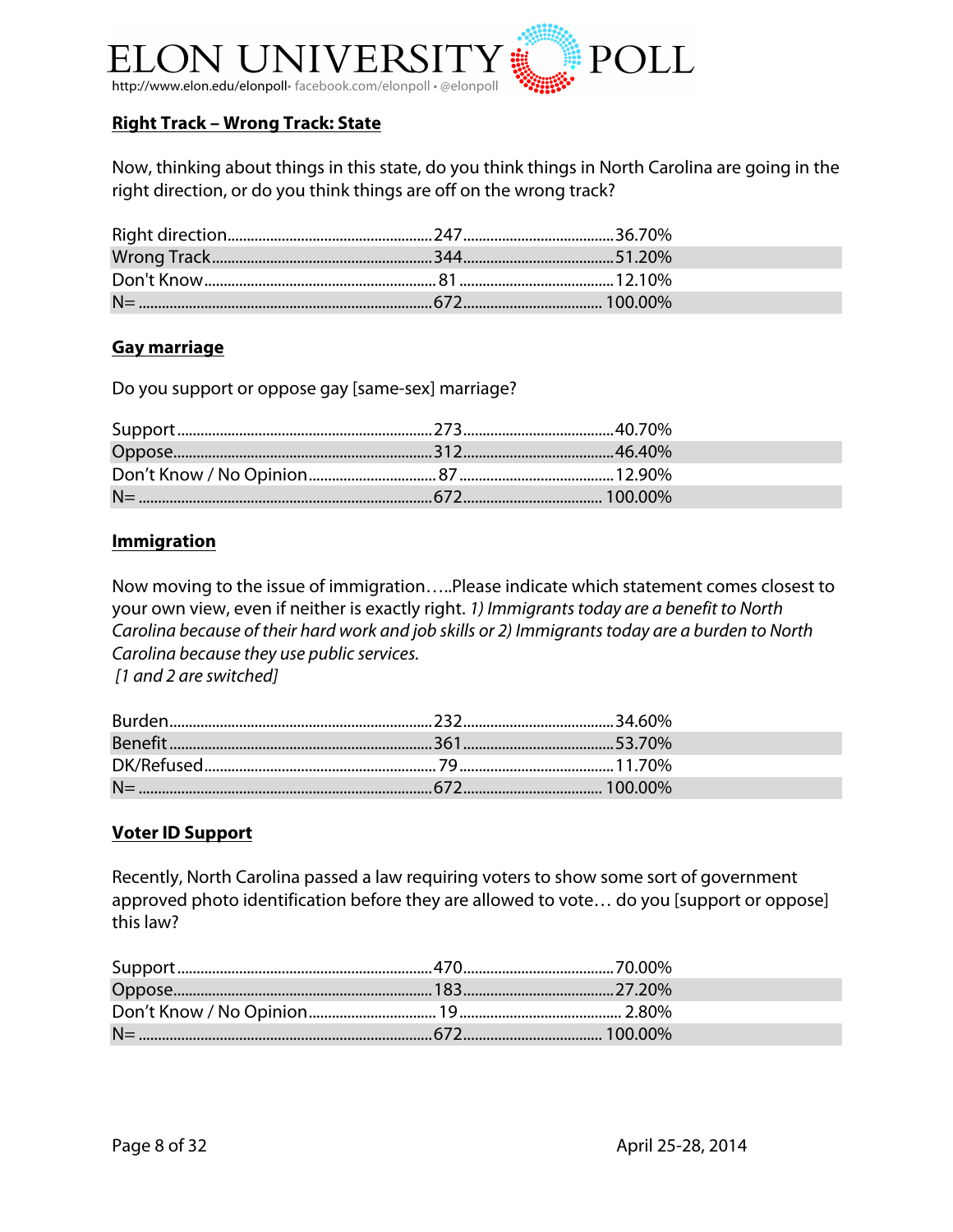## Right Track – Wrong Track: State

Now, thinking about things in this state, do you think things in North Carolina are going in the right direction, or do you think things are off on the wrong track?

| | | |
|---|---|---|
| Right direction | 247 | 36.70% |
| Wrong Track | 344 | 51.20% |
| Don't Know | 81 | 12.10% |
| N= | 672 | 100.00% |

## Gay marriage

Do you support or oppose gay [same-sex] marriage?

| | | |
|---|---|---|
| Support | 273 | 40.70% |
| Oppose | 312 | 46.40% |
| Don't Know / No Opinion | 87 | 12.90% |
| N= | 672 | 100.00% |

## Immigration

Now moving to the issue of immigration…..Please indicate which statement comes closest to your own view, even if neither is exactly right. *1) Immigrants today are a benefit to North Carolina because of their hard work and job skills or 2) Immigrants today are a burden to North Carolina because they use public services.*
*[1 and 2 are switched]*

| | | |
|---|---|---|
| Burden | 232 | 34.60% |
| Benefit | 361 | 53.70% |
| DK/Refused | 79 | 11.70% |
| N= | 672 | 100.00% |

## Voter ID Support

Recently, North Carolina passed a law requiring voters to show some sort of government approved photo identification before they are allowed to vote… do you [support or oppose] this law?

| | | |
|---|---|---|
| Support | 470 | 70.00% |
| Oppose | 183 | 27.20% |
| Don't Know / No Opinion | 19 | 2.80% |
| N= | 672 | 100.00% |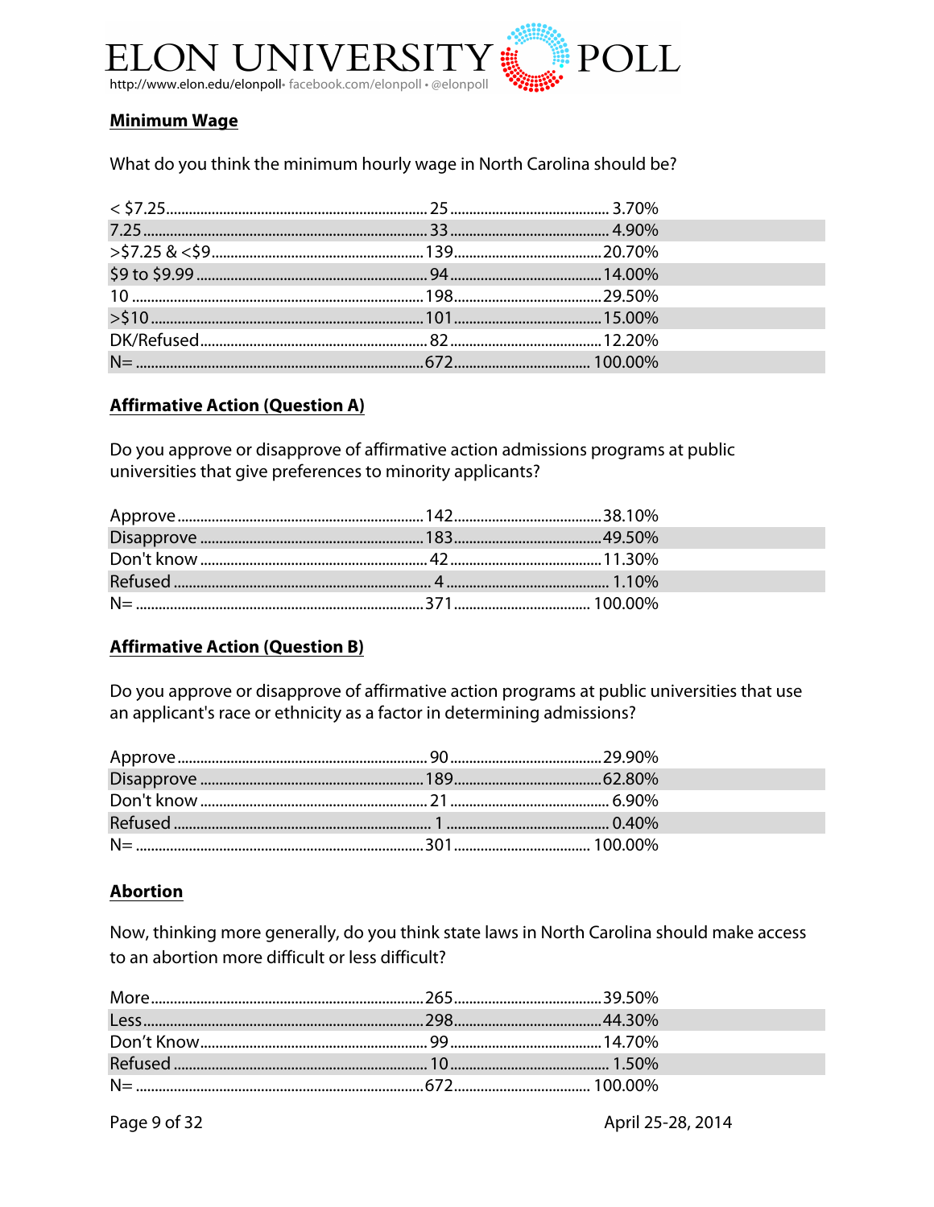## Minimum Wage

What do you think the minimum hourly wage in North Carolina should be?

| | | |
|---|---|---|
| < $7.25 | 25 | 3.70% |
| 7.25 | 33 | 4.90% |
| >$7.25 & <$9 | 139 | 20.70% |
| $9 to $9.99 | 94 | 14.00% |
| 10 | 198 | 29.50% |
| >$10 | 101 | 15.00% |
| DK/Refused | 82 | 12.20% |
| N= | 672 | 100.00% |

## Affirmative Action (Question A)

Do you approve or disapprove of affirmative action admissions programs at public universities that give preferences to minority applicants?

| | | |
|---|---|---|
| Approve | 142 | 38.10% |
| Disapprove | 183 | 49.50% |
| Don't know | 42 | 11.30% |
| Refused | 4 | 1.10% |
| N= | 371 | 100.00% |

## Affirmative Action (Question B)

Do you approve or disapprove of affirmative action programs at public universities that use an applicant's race or ethnicity as a factor in determining admissions?

| | | |
|---|---|---|
| Approve | 90 | 29.90% |
| Disapprove | 189 | 62.80% |
| Don't know | 21 | 6.90% |
| Refused | 1 | 0.40% |
| N= | 301 | 100.00% |

## Abortion

Now, thinking more generally, do you think state laws in North Carolina should make access to an abortion more difficult or less difficult?

| | | |
|---|---|---|
| More | 265 | 39.50% |
| Less | 298 | 44.30% |
| Don't Know | 99 | 14.70% |
| Refused | 10 | 1.50% |
| N= | 672 | 100.00% |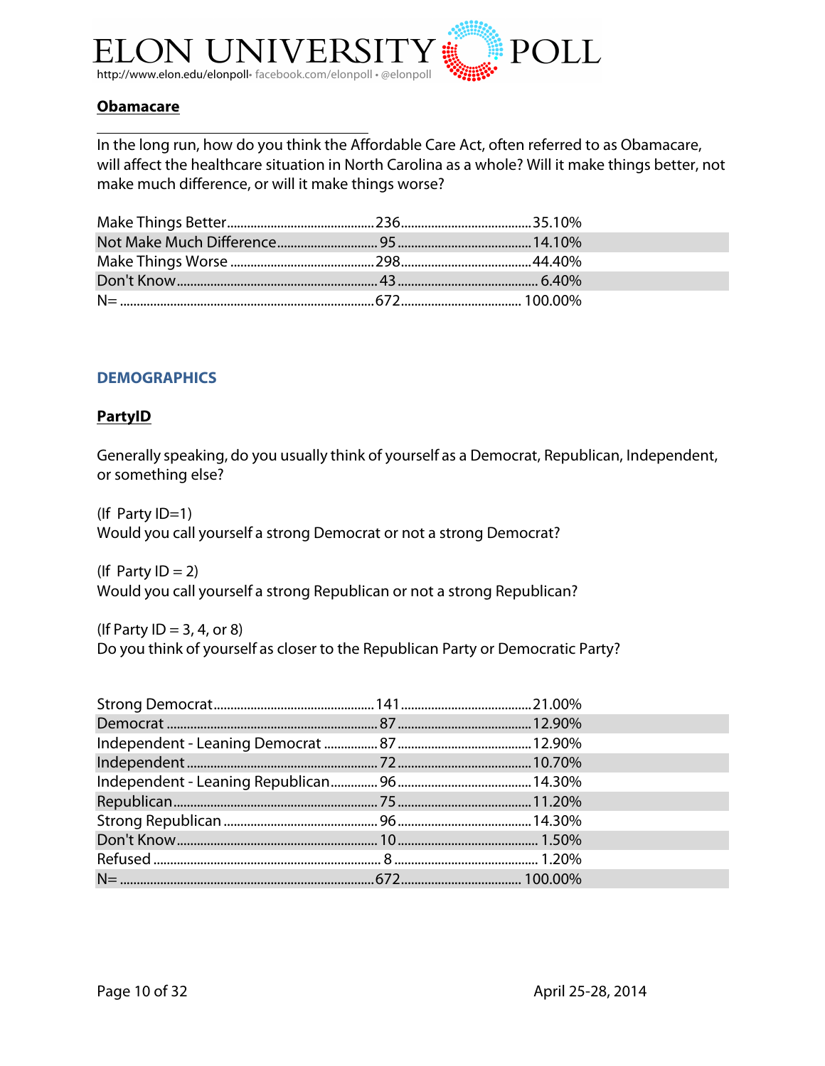## Obamacare

In the long run, how do you think the Affordable Care Act, often referred to as Obamacare, will affect the healthcare situation in North Carolina as a whole? Will it make things better, not make much difference, or will it make things worse?

| Response | Count | Percent |
|---|---|---|
| Make Things Better | 236 | 35.10% |
| Not Make Much Difference | 95 | 14.10% |
| Make Things Worse | 298 | 44.40% |
| Don't Know | 43 | 6.40% |
| N= | 672 | 100.00% |

## DEMOGRAPHICS

### PartyID

Generally speaking, do you usually think of yourself as a Democrat, Republican, Independent, or something else?

(If Party ID=1)
Would you call yourself a strong Democrat or not a strong Democrat?

(If Party ID = 2)
Would you call yourself a strong Republican or not a strong Republican?

(If Party ID = 3, 4, or 8)
Do you think of yourself as closer to the Republican Party or Democratic Party?

| Response | Count | Percent |
|---|---|---|
| Strong Democrat | 141 | 21.00% |
| Democrat | 87 | 12.90% |
| Independent - Leaning Democrat | 87 | 12.90% |
| Independent | 72 | 10.70% |
| Independent - Leaning Republican | 96 | 14.30% |
| Republican | 75 | 11.20% |
| Strong Republican | 96 | 14.30% |
| Don't Know | 10 | 1.50% |
| Refused | 8 | 1.20% |
| N= | 672 | 100.00% |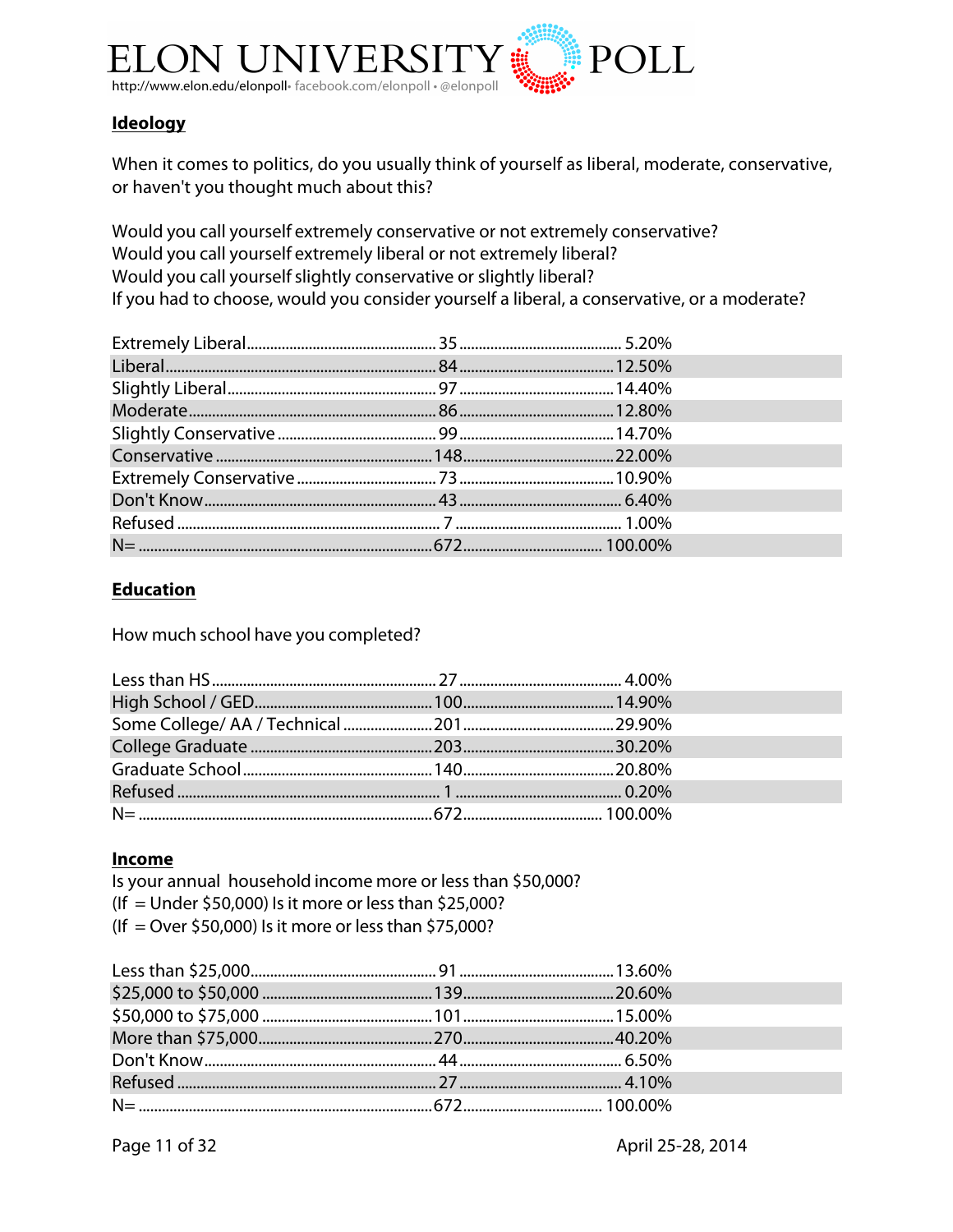## Ideology

When it comes to politics, do you usually think of yourself as liberal, moderate, conservative, or haven't you thought much about this?

Would you call yourself extremely conservative or not extremely conservative?
Would you call yourself extremely liberal or not extremely liberal?
Would you call yourself slightly conservative or slightly liberal?
If you had to choose, would you consider yourself a liberal, a conservative, or a moderate?

| | | |
|---|---|---|
| Extremely Liberal | 35 | 5.20% |
| Liberal | 84 | 12.50% |
| Slightly Liberal | 97 | 14.40% |
| Moderate | 86 | 12.80% |
| Slightly Conservative | 99 | 14.70% |
| Conservative | 148 | 22.00% |
| Extremely Conservative | 73 | 10.90% |
| Don't Know | 43 | 6.40% |
| Refused | 7 | 1.00% |
| N= | 672 | 100.00% |

## Education

How much school have you completed?

| | | |
|---|---|---|
| Less than HS | 27 | 4.00% |
| High School / GED | 100 | 14.90% |
| Some College/ AA / Technical | 201 | 29.90% |
| College Graduate | 203 | 30.20% |
| Graduate School | 140 | 20.80% |
| Refused | 1 | 0.20% |
| N= | 672 | 100.00% |

## Income

Is your annual household income more or less than $50,000?
(If = Under $50,000) Is it more or less than $25,000?
(If = Over $50,000) Is it more or less than $75,000?

| | | |
|---|---|---|
| Less than $25,000 | 91 | 13.60% |
| $25,000 to $50,000 | 139 | 20.60% |
| $50,000 to $75,000 | 101 | 15.00% |
| More than $75,000 | 270 | 40.20% |
| Don't Know | 44 | 6.50% |
| Refused | 27 | 4.10% |
| N= | 672 | 100.00% |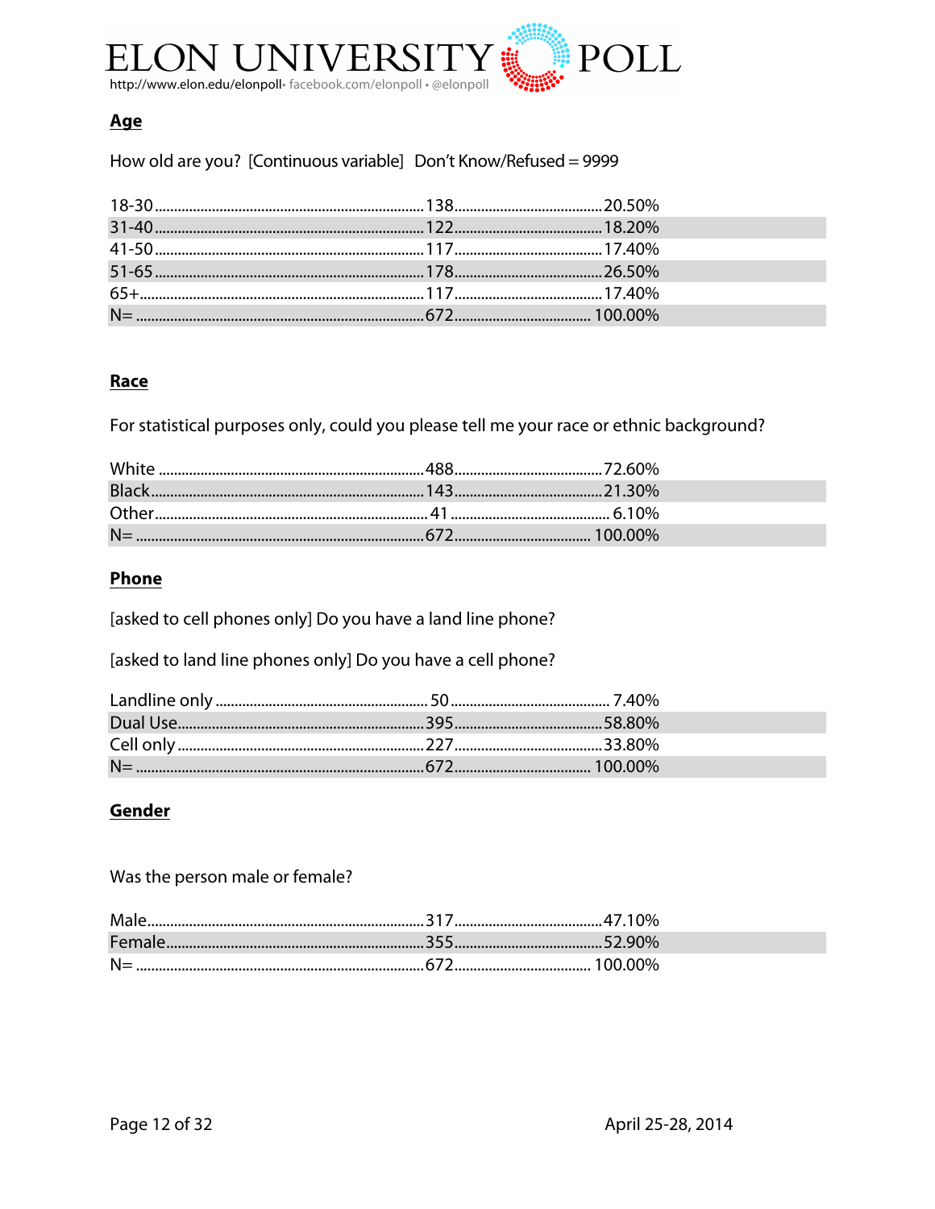## Age

How old are you? [Continuous variable] Don't Know/Refused = 9999

| | | |
|---|---|---|
| 18-30 | 138 | 20.50% |
| 31-40 | 122 | 18.20% |
| 41-50 | 117 | 17.40% |
| 51-65 | 178 | 26.50% |
| 65+ | 117 | 17.40% |
| N= | 672 | 100.00% |

## Race

For statistical purposes only, could you please tell me your race or ethnic background?

| | | |
|---|---|---|
| White | 488 | 72.60% |
| Black | 143 | 21.30% |
| Other | 41 | 6.10% |
| N= | 672 | 100.00% |

## Phone

[asked to cell phones only] Do you have a land line phone?

[asked to land line phones only] Do you have a cell phone?

| | | |
|---|---|---|
| Landline only | 50 | 7.40% |
| Dual Use | 395 | 58.80% |
| Cell only | 227 | 33.80% |
| N= | 672 | 100.00% |

## Gender

Was the person male or female?

| | | |
|---|---|---|
| Male | 317 | 47.10% |
| Female | 355 | 52.90% |
| N= | 672 | 100.00% |

April 25-28, 2014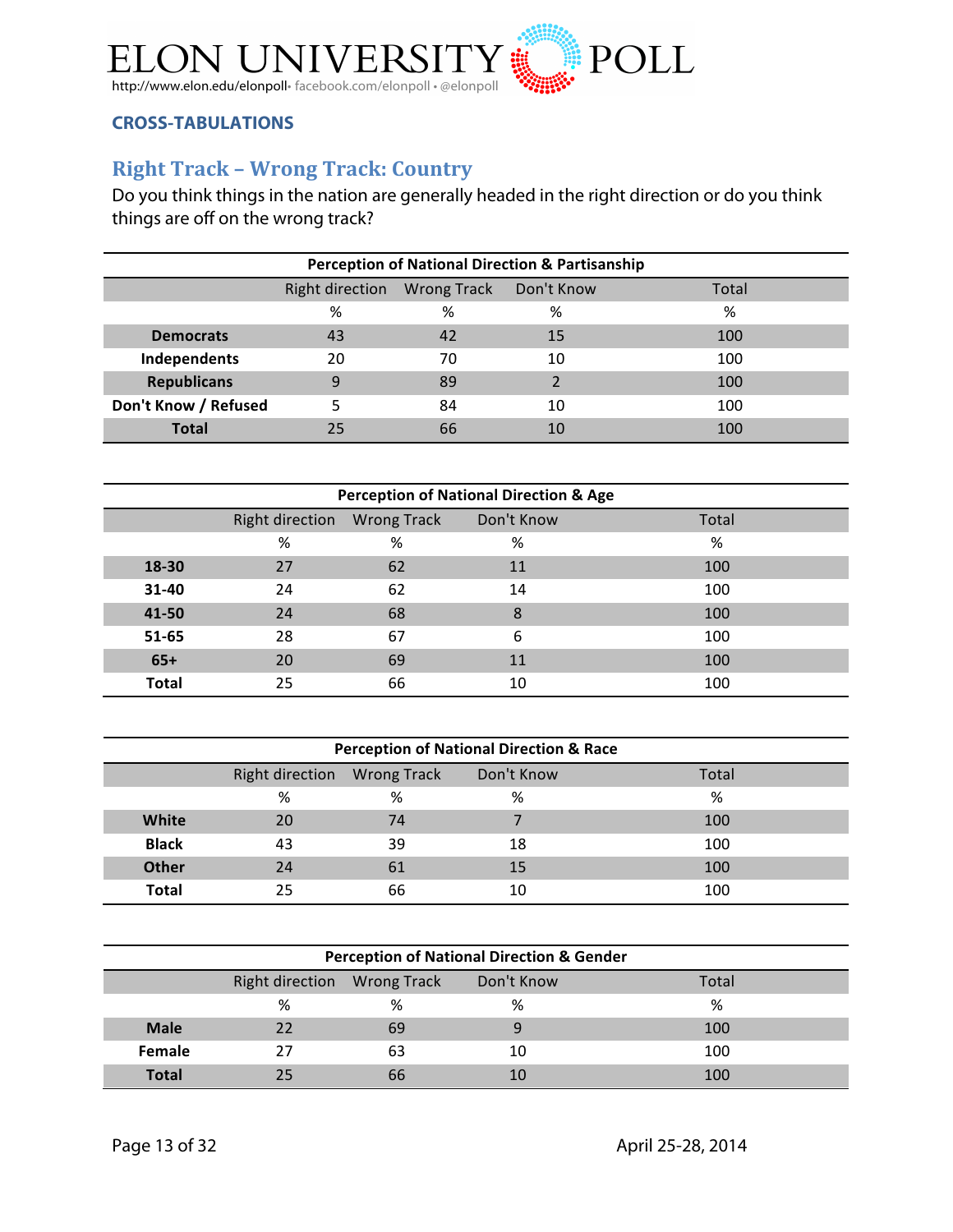## CROSS-TABULATIONS

## Right Track – Wrong Track: Country

Do you think things in the nation are generally headed in the right direction or do you think things are off on the wrong track?

| Perception of National Direction & Partisanship | | | | |
|---|---|---|---|---|
| | Right direction | Wrong Track | Don't Know | Total |
| | % | % | % | % |
| **Democrats** | 43 | 42 | 15 | 100 |
| **Independents** | 20 | 70 | 10 | 100 |
| **Republicans** | 9 | 89 | 2 | 100 |
| **Don't Know / Refused** | 5 | 84 | 10 | 100 |
| **Total** | 25 | 66 | 10 | 100 |

| Perception of National Direction & Age | | | | |
|---|---|---|---|---|
| | Right direction | Wrong Track | Don't Know | Total |
| | % | % | % | % |
| **18-30** | 27 | 62 | 11 | 100 |
| **31-40** | 24 | 62 | 14 | 100 |
| **41-50** | 24 | 68 | 8 | 100 |
| **51-65** | 28 | 67 | 6 | 100 |
| **65+** | 20 | 69 | 11 | 100 |
| **Total** | 25 | 66 | 10 | 100 |

| Perception of National Direction & Race | | | | |
|---|---|---|---|---|
| | Right direction | Wrong Track | Don't Know | Total |
| | % | % | % | % |
| **White** | 20 | 74 | 7 | 100 |
| **Black** | 43 | 39 | 18 | 100 |
| **Other** | 24 | 61 | 15 | 100 |
| **Total** | 25 | 66 | 10 | 100 |

| Perception of National Direction & Gender | | | | |
|---|---|---|---|---|
| | Right direction | Wrong Track | Don't Know | Total |
| | % | % | % | % |
| **Male** | 22 | 69 | 9 | 100 |
| **Female** | 27 | 63 | 10 | 100 |
| **Total** | 25 | 66 | 10 | 100 |

April 25-28, 2014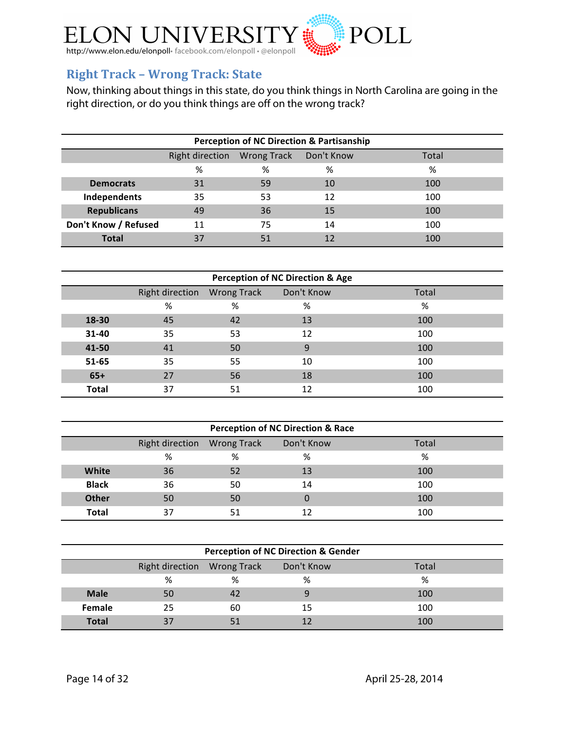## Right Track – Wrong Track: State

Now, thinking about things in this state, do you think things in North Carolina are going in the right direction, or do you think things are off on the wrong track?

**Perception of NC Direction & Partisanship**

| | Right direction | Wrong Track | Don't Know | Total |
|---|---|---|---|---|
| | % | % | % | % |
| **Democrats** | 31 | 59 | 10 | 100 |
| **Independents** | 35 | 53 | 12 | 100 |
| **Republicans** | 49 | 36 | 15 | 100 |
| **Don't Know / Refused** | 11 | 75 | 14 | 100 |
| **Total** | 37 | 51 | 12 | 100 |

**Perception of NC Direction & Age**

| | Right direction | Wrong Track | Don't Know | Total |
|---|---|---|---|---|
| | % | % | % | % |
| **18-30** | 45 | 42 | 13 | 100 |
| **31-40** | 35 | 53 | 12 | 100 |
| **41-50** | 41 | 50 | 9 | 100 |
| **51-65** | 35 | 55 | 10 | 100 |
| **65+** | 27 | 56 | 18 | 100 |
| **Total** | 37 | 51 | 12 | 100 |

**Perception of NC Direction & Race**

| | Right direction | Wrong Track | Don't Know | Total |
|---|---|---|---|---|
| | % | % | % | % |
| **White** | 36 | 52 | 13 | 100 |
| **Black** | 36 | 50 | 14 | 100 |
| **Other** | 50 | 50 | 0 | 100 |
| **Total** | 37 | 51 | 12 | 100 |

**Perception of NC Direction & Gender**

| | Right direction | Wrong Track | Don't Know | Total |
|---|---|---|---|---|
| | % | % | % | % |
| **Male** | 50 | 42 | 9 | 100 |
| **Female** | 25 | 60 | 15 | 100 |
| **Total** | 37 | 51 | 12 | 100 |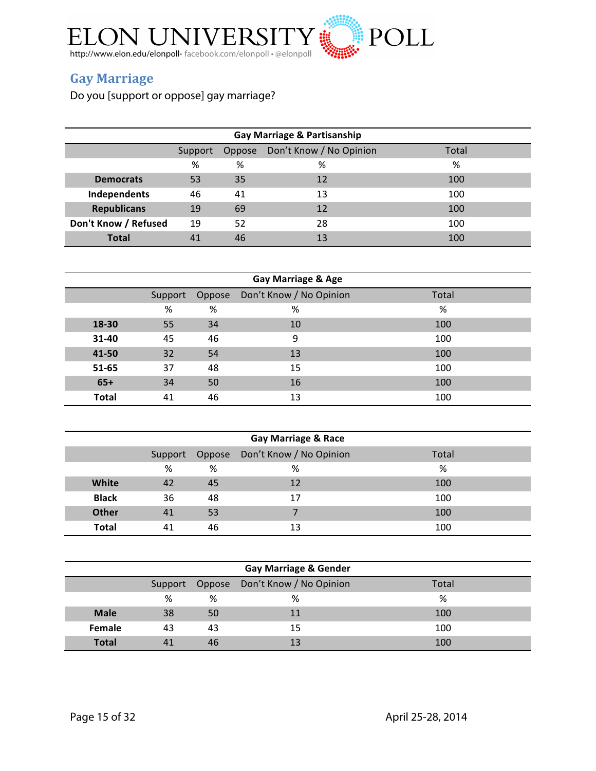ELON UNIVERSITY POLL
http://www.elon.edu/elonpoll• facebook.com/elonpoll • @elonpoll

## Gay Marriage

Do you [support or oppose] gay marriage?

| Gay Marriage & Partisanship | | | | |
|---|---|---|---|---|
| | Support | Oppose | Don't Know / No Opinion | Total |
| | % | % | % | % |
| **Democrats** | 53 | 35 | 12 | 100 |
| **Independents** | 46 | 41 | 13 | 100 |
| **Republicans** | 19 | 69 | 12 | 100 |
| **Don't Know / Refused** | 19 | 52 | 28 | 100 |
| **Total** | 41 | 46 | 13 | 100 |

| Gay Marriage & Age | | | | |
|---|---|---|---|---|
| | Support | Oppose | Don't Know / No Opinion | Total |
| | % | % | % | % |
| **18-30** | 55 | 34 | 10 | 100 |
| **31-40** | 45 | 46 | 9 | 100 |
| **41-50** | 32 | 54 | 13 | 100 |
| **51-65** | 37 | 48 | 15 | 100 |
| **65+** | 34 | 50 | 16 | 100 |
| **Total** | 41 | 46 | 13 | 100 |

| Gay Marriage & Race | | | | |
|---|---|---|---|---|
| | Support | Oppose | Don't Know / No Opinion | Total |
| | % | % | % | % |
| **White** | 42 | 45 | 12 | 100 |
| **Black** | 36 | 48 | 17 | 100 |
| **Other** | 41 | 53 | 7 | 100 |
| **Total** | 41 | 46 | 13 | 100 |

| Gay Marriage & Gender | | | | |
|---|---|---|---|---|
| | Support | Oppose | Don't Know / No Opinion | Total |
| | % | % | % | % |
| **Male** | 38 | 50 | 11 | 100 |
| **Female** | 43 | 43 | 15 | 100 |
| **Total** | 41 | 46 | 13 | 100 |

April 25-28, 2014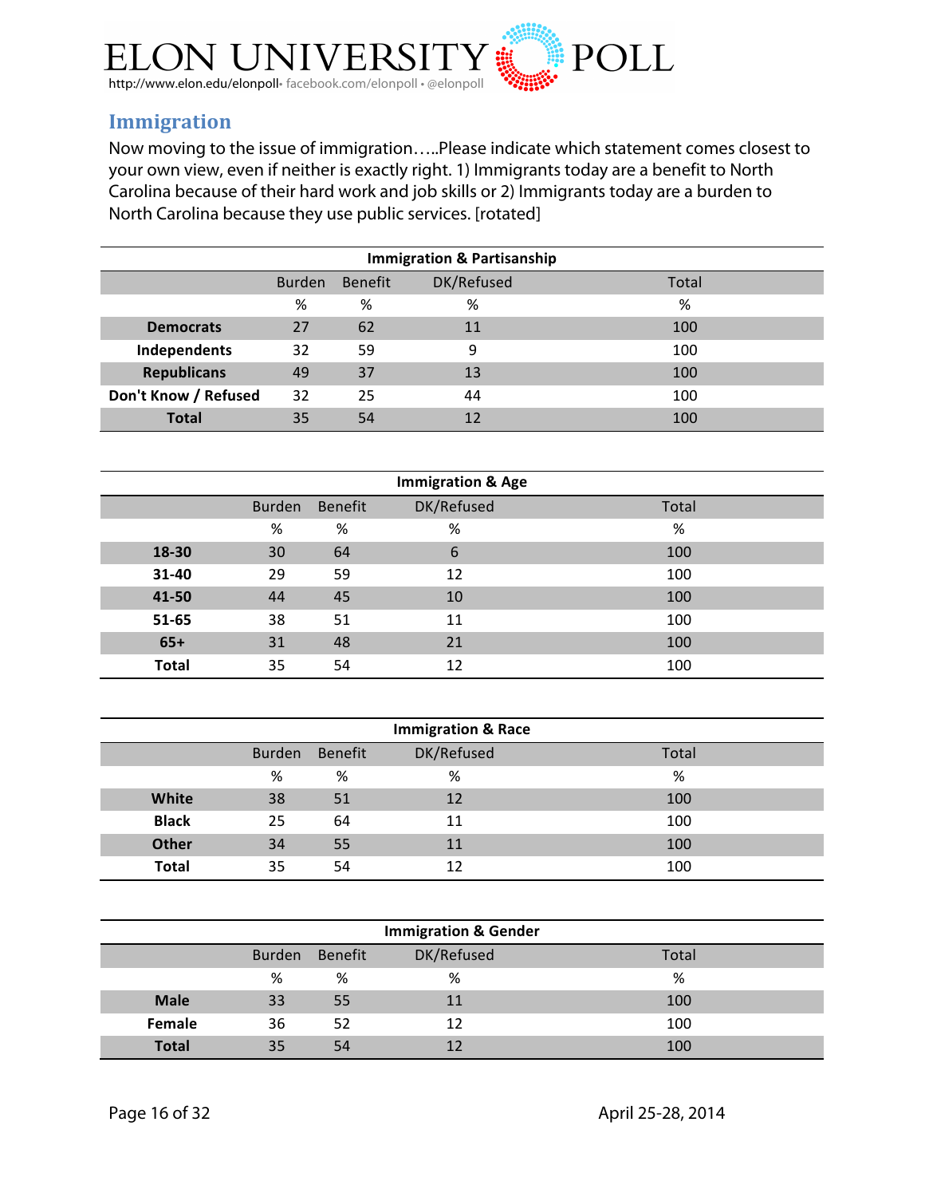## Immigration

Now moving to the issue of immigration…..Please indicate which statement comes closest to your own view, even if neither is exactly right. 1) Immigrants today are a benefit to North Carolina because of their hard work and job skills or 2) Immigrants today are a burden to North Carolina because they use public services. [rotated]

**Immigration & Partisanship**

| | Burden | Benefit | DK/Refused | Total |
|---|---|---|---|---|
| | % | % | % | % |
| **Democrats** | 27 | 62 | 11 | 100 |
| **Independents** | 32 | 59 | 9 | 100 |
| **Republicans** | 49 | 37 | 13 | 100 |
| **Don't Know / Refused** | 32 | 25 | 44 | 100 |
| **Total** | 35 | 54 | 12 | 100 |

**Immigration & Age**

| | Burden | Benefit | DK/Refused | Total |
|---|---|---|---|---|
| | % | % | % | % |
| **18-30** | 30 | 64 | 6 | 100 |
| **31-40** | 29 | 59 | 12 | 100 |
| **41-50** | 44 | 45 | 10 | 100 |
| **51-65** | 38 | 51 | 11 | 100 |
| **65+** | 31 | 48 | 21 | 100 |
| **Total** | 35 | 54 | 12 | 100 |

**Immigration & Race**

| | Burden | Benefit | DK/Refused | Total |
|---|---|---|---|---|
| | % | % | % | % |
| **White** | 38 | 51 | 12 | 100 |
| **Black** | 25 | 64 | 11 | 100 |
| **Other** | 34 | 55 | 11 | 100 |
| **Total** | 35 | 54 | 12 | 100 |

**Immigration & Gender**

| | Burden | Benefit | DK/Refused | Total |
|---|---|---|---|---|
| | % | % | % | % |
| **Male** | 33 | 55 | 11 | 100 |
| **Female** | 36 | 52 | 12 | 100 |
| **Total** | 35 | 54 | 12 | 100 |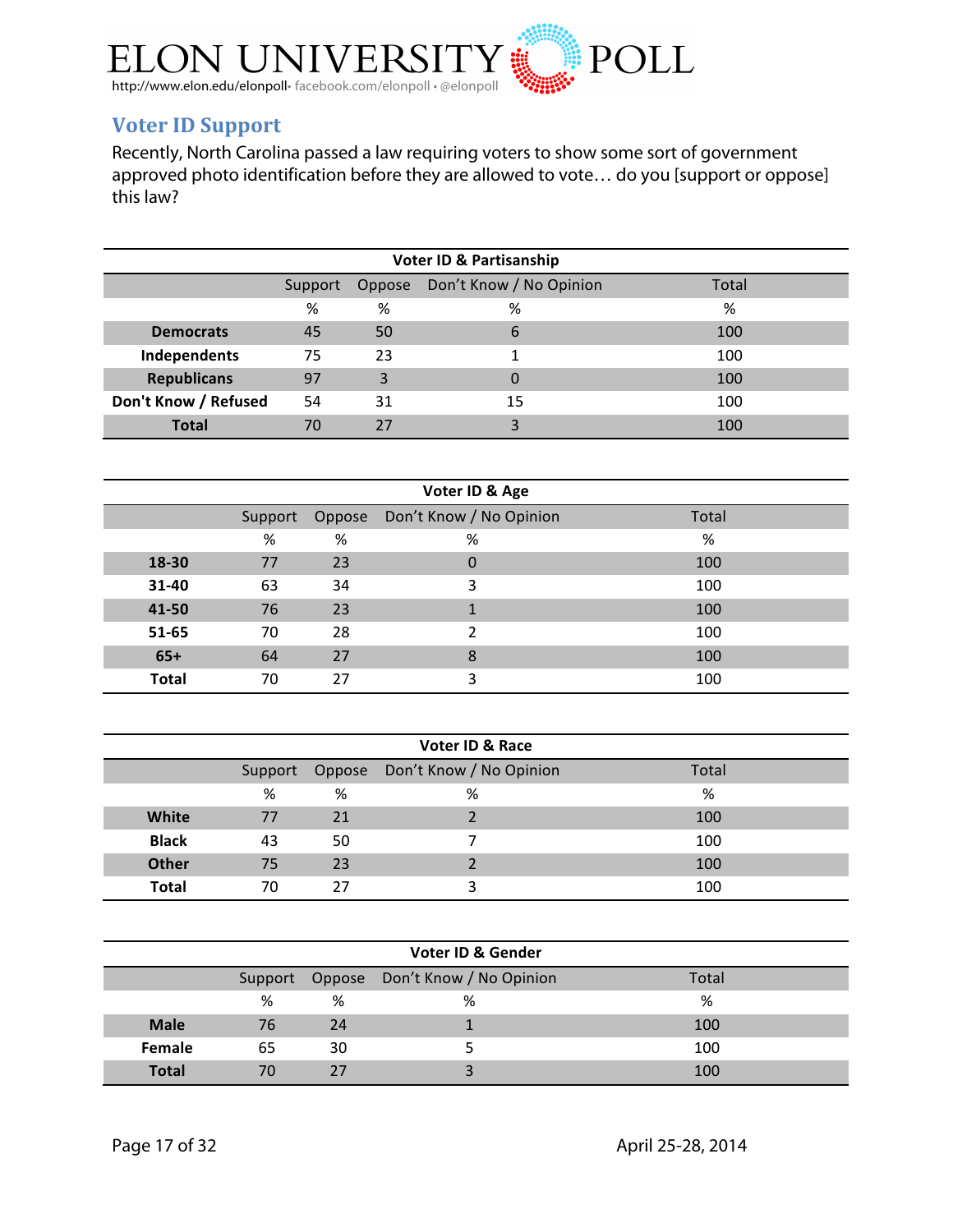## Voter ID Support

Recently, North Carolina passed a law requiring voters to show some sort of government approved photo identification before they are allowed to vote… do you [support or oppose] this law?

| Voter ID & Partisanship | | | | |
|---|---|---|---|---|
| | Support | Oppose | Don't Know / No Opinion | Total |
| | % | % | % | % |
| **Democrats** | 45 | 50 | 6 | 100 |
| **Independents** | 75 | 23 | 1 | 100 |
| **Republicans** | 97 | 3 | 0 | 100 |
| **Don't Know / Refused** | 54 | 31 | 15 | 100 |
| **Total** | 70 | 27 | 3 | 100 |

| Voter ID & Age | | | | |
|---|---|---|---|---|
| | Support | Oppose | Don't Know / No Opinion | Total |
| | % | % | % | % |
| **18-30** | 77 | 23 | 0 | 100 |
| **31-40** | 63 | 34 | 3 | 100 |
| **41-50** | 76 | 23 | 1 | 100 |
| **51-65** | 70 | 28 | 2 | 100 |
| **65+** | 64 | 27 | 8 | 100 |
| **Total** | 70 | 27 | 3 | 100 |

| Voter ID & Race | | | | |
|---|---|---|---|---|
| | Support | Oppose | Don't Know / No Opinion | Total |
| | % | % | % | % |
| **White** | 77 | 21 | 2 | 100 |
| **Black** | 43 | 50 | 7 | 100 |
| **Other** | 75 | 23 | 2 | 100 |
| **Total** | 70 | 27 | 3 | 100 |

| Voter ID & Gender | | | | |
|---|---|---|---|---|
| | Support | Oppose | Don't Know / No Opinion | Total |
| | % | % | % | % |
| **Male** | 76 | 24 | 1 | 100 |
| **Female** | 65 | 30 | 5 | 100 |
| **Total** | 70 | 27 | 3 | 100 |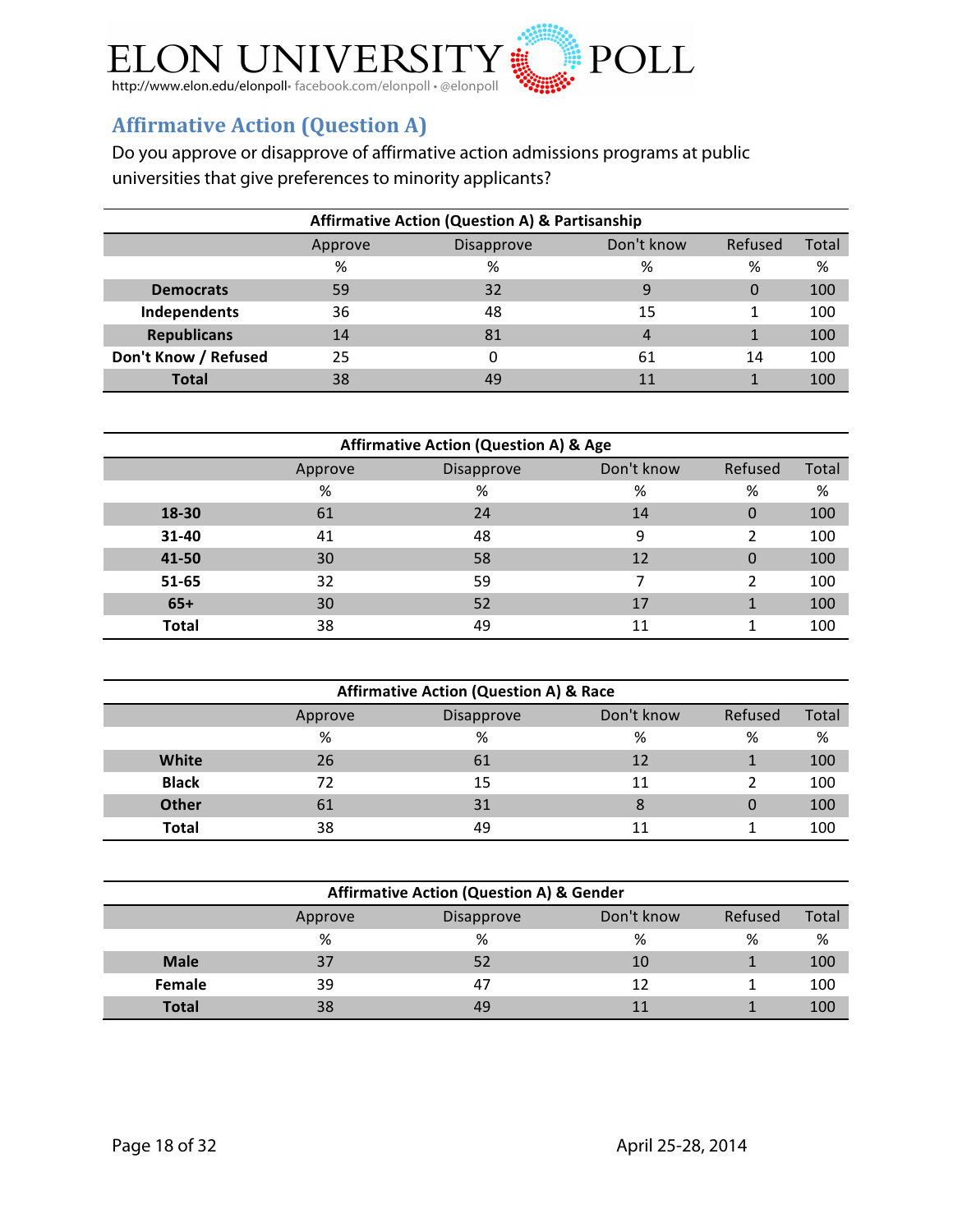## Affirmative Action (Question A)

Do you approve or disapprove of affirmative action admissions programs at public universities that give preferences to minority applicants?

**Affirmative Action (Question A) & Partisanship**

| | Approve | Disapprove | Don't know | Refused | Total |
|---|---|---|---|---|---|
| | % | % | % | % | % |
| **Democrats** | 59 | 32 | 9 | 0 | 100 |
| **Independents** | 36 | 48 | 15 | 1 | 100 |
| **Republicans** | 14 | 81 | 4 | 1 | 100 |
| **Don't Know / Refused** | 25 | 0 | 61 | 14 | 100 |
| **Total** | 38 | 49 | 11 | 1 | 100 |

**Affirmative Action (Question A) & Age**

| | Approve | Disapprove | Don't know | Refused | Total |
|---|---|---|---|---|---|
| | % | % | % | % | % |
| **18-30** | 61 | 24 | 14 | 0 | 100 |
| **31-40** | 41 | 48 | 9 | 2 | 100 |
| **41-50** | 30 | 58 | 12 | 0 | 100 |
| **51-65** | 32 | 59 | 7 | 2 | 100 |
| **65+** | 30 | 52 | 17 | 1 | 100 |
| **Total** | 38 | 49 | 11 | 1 | 100 |

**Affirmative Action (Question A) & Race**

| | Approve | Disapprove | Don't know | Refused | Total |
|---|---|---|---|---|---|
| | % | % | % | % | % |
| **White** | 26 | 61 | 12 | 1 | 100 |
| **Black** | 72 | 15 | 11 | 2 | 100 |
| **Other** | 61 | 31 | 8 | 0 | 100 |
| **Total** | 38 | 49 | 11 | 1 | 100 |

**Affirmative Action (Question A) & Gender**

| | Approve | Disapprove | Don't know | Refused | Total |
|---|---|---|---|---|---|
| | % | % | % | % | % |
| **Male** | 37 | 52 | 10 | 1 | 100 |
| **Female** | 39 | 47 | 12 | 1 | 100 |
| **Total** | 38 | 49 | 11 | 1 | 100 |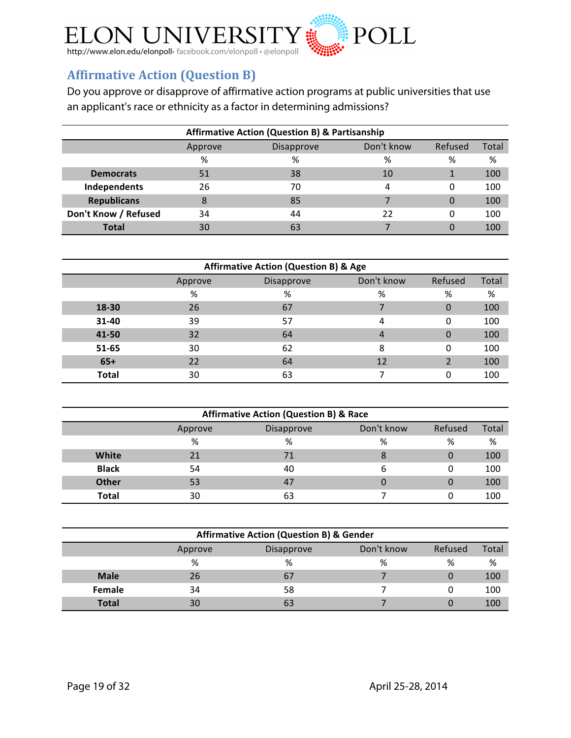ELON UNIVERSITY POLL

http://www.elon.edu/elonpoll• facebook.com/elonpoll • @elonpoll

## Affirmative Action (Question B)

Do you approve or disapprove of affirmative action programs at public universities that use an applicant's race or ethnicity as a factor in determining admissions?

**Affirmative Action (Question B) & Partisanship**

| | Approve | Disapprove | Don't know | Refused | Total |
|---|---|---|---|---|---|
| | % | % | % | % | % |
| **Democrats** | 51 | 38 | 10 | 1 | 100 |
| **Independents** | 26 | 70 | 4 | 0 | 100 |
| **Republicans** | 8 | 85 | 7 | 0 | 100 |
| **Don't Know / Refused** | 34 | 44 | 22 | 0 | 100 |
| **Total** | 30 | 63 | 7 | 0 | 100 |

**Affirmative Action (Question B) & Age**

| | Approve | Disapprove | Don't know | Refused | Total |
|---|---|---|---|---|---|
| | % | % | % | % | % |
| **18-30** | 26 | 67 | 7 | 0 | 100 |
| **31-40** | 39 | 57 | 4 | 0 | 100 |
| **41-50** | 32 | 64 | 4 | 0 | 100 |
| **51-65** | 30 | 62 | 8 | 0 | 100 |
| **65+** | 22 | 64 | 12 | 2 | 100 |
| **Total** | 30 | 63 | 7 | 0 | 100 |

**Affirmative Action (Question B) & Race**

| | Approve | Disapprove | Don't know | Refused | Total |
|---|---|---|---|---|---|
| | % | % | % | % | % |
| **White** | 21 | 71 | 8 | 0 | 100 |
| **Black** | 54 | 40 | 6 | 0 | 100 |
| **Other** | 53 | 47 | 0 | 0 | 100 |
| **Total** | 30 | 63 | 7 | 0 | 100 |

**Affirmative Action (Question B) & Gender**

| | Approve | Disapprove | Don't know | Refused | Total |
|---|---|---|---|---|---|
| | % | % | % | % | % |
| **Male** | 26 | 67 | 7 | 0 | 100 |
| **Female** | 34 | 58 | 7 | 0 | 100 |
| **Total** | 30 | 63 | 7 | 0 | 100 |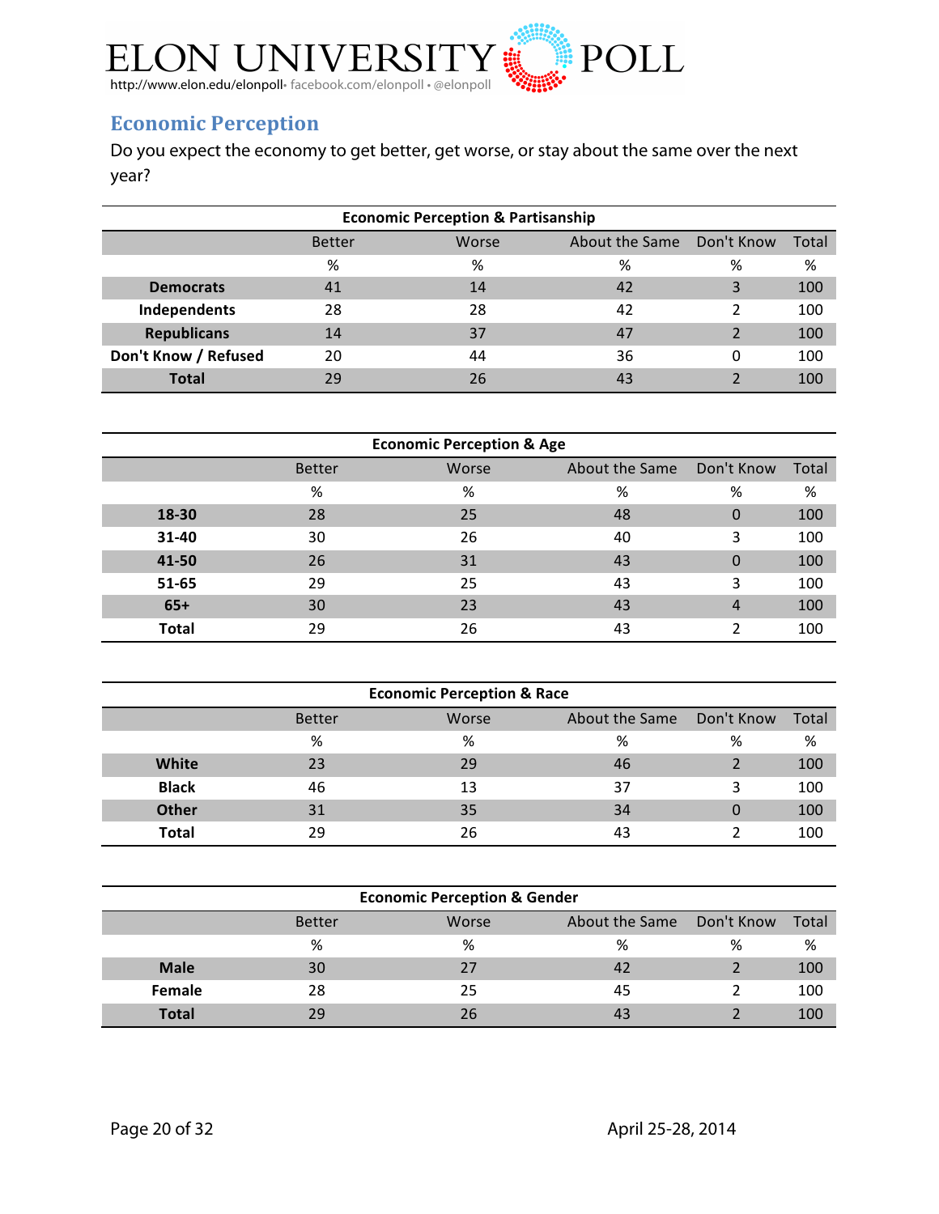## Economic Perception

Do you expect the economy to get better, get worse, or stay about the same over the next year?

| Economic Perception & Partisanship | | | | | |
|---|---|---|---|---|---|
| | Better | Worse | About the Same | Don't Know | Total |
| | % | % | % | % | % |
| **Democrats** | 41 | 14 | 42 | 3 | 100 |
| **Independents** | 28 | 28 | 42 | 2 | 100 |
| **Republicans** | 14 | 37 | 47 | 2 | 100 |
| **Don't Know / Refused** | 20 | 44 | 36 | 0 | 100 |
| **Total** | 29 | 26 | 43 | 2 | 100 |

| Economic Perception & Age | | | | | |
|---|---|---|---|---|---|
| | Better | Worse | About the Same | Don't Know | Total |
| | % | % | % | % | % |
| **18-30** | 28 | 25 | 48 | 0 | 100 |
| **31-40** | 30 | 26 | 40 | 3 | 100 |
| **41-50** | 26 | 31 | 43 | 0 | 100 |
| **51-65** | 29 | 25 | 43 | 3 | 100 |
| **65+** | 30 | 23 | 43 | 4 | 100 |
| **Total** | 29 | 26 | 43 | 2 | 100 |

| Economic Perception & Race | | | | | |
|---|---|---|---|---|---|
| | Better | Worse | About the Same | Don't Know | Total |
| | % | % | % | % | % |
| **White** | 23 | 29 | 46 | 2 | 100 |
| **Black** | 46 | 13 | 37 | 3 | 100 |
| **Other** | 31 | 35 | 34 | 0 | 100 |
| **Total** | 29 | 26 | 43 | 2 | 100 |

| Economic Perception & Gender | | | | | |
|---|---|---|---|---|---|
| | Better | Worse | About the Same | Don't Know | Total |
| | % | % | % | % | % |
| **Male** | 30 | 27 | 42 | 2 | 100 |
| **Female** | 28 | 25 | 45 | 2 | 100 |
| **Total** | 29 | 26 | 43 | 2 | 100 |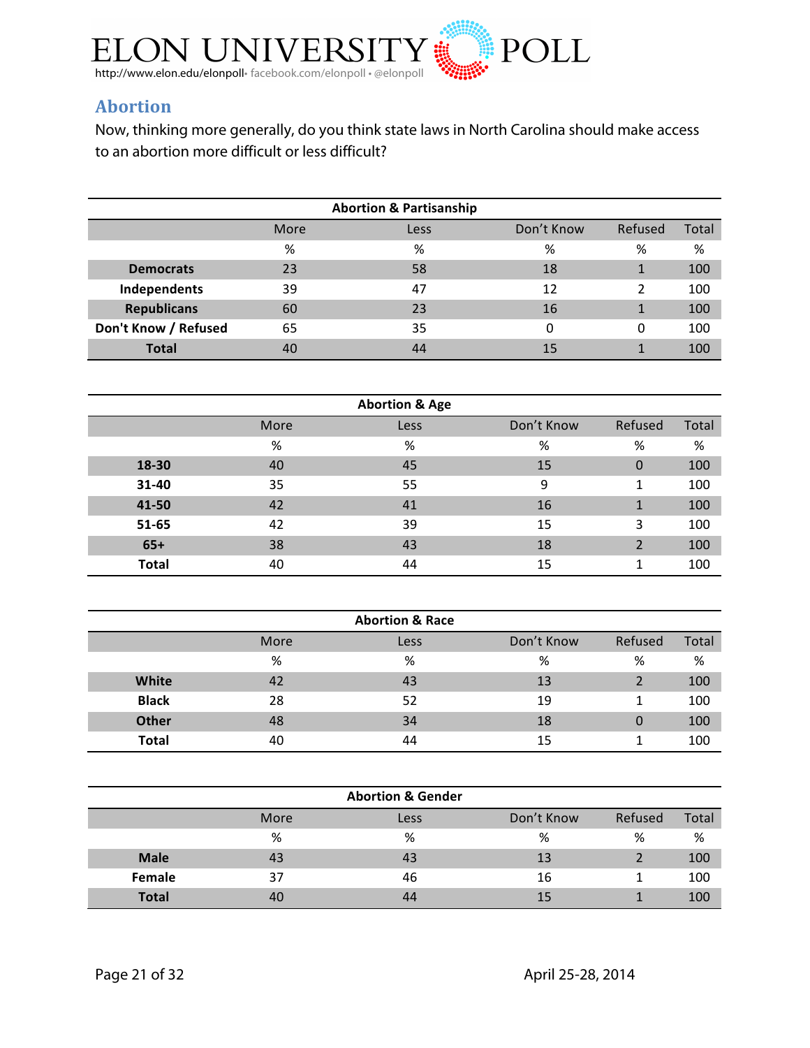## Abortion

Now, thinking more generally, do you think state laws in North Carolina should make access to an abortion more difficult or less difficult?

| Abortion & Partisanship | | | | | |
|---|---|---|---|---|---|
| | More | Less | Don't Know | Refused | Total |
| | % | % | % | % | % |
| **Democrats** | 23 | 58 | 18 | 1 | 100 |
| **Independents** | 39 | 47 | 12 | 2 | 100 |
| **Republicans** | 60 | 23 | 16 | 1 | 100 |
| **Don't Know / Refused** | 65 | 35 | 0 | 0 | 100 |
| **Total** | 40 | 44 | 15 | 1 | 100 |

| Abortion & Age | | | | | |
|---|---|---|---|---|---|
| | More | Less | Don't Know | Refused | Total |
| | % | % | % | % | % |
| **18-30** | 40 | 45 | 15 | 0 | 100 |
| **31-40** | 35 | 55 | 9 | 1 | 100 |
| **41-50** | 42 | 41 | 16 | 1 | 100 |
| **51-65** | 42 | 39 | 15 | 3 | 100 |
| **65+** | 38 | 43 | 18 | 2 | 100 |
| **Total** | 40 | 44 | 15 | 1 | 100 |

| Abortion & Race | | | | | |
|---|---|---|---|---|---|
| | More | Less | Don't Know | Refused | Total |
| | % | % | % | % | % |
| **White** | 42 | 43 | 13 | 2 | 100 |
| **Black** | 28 | 52 | 19 | 1 | 100 |
| **Other** | 48 | 34 | 18 | 0 | 100 |
| **Total** | 40 | 44 | 15 | 1 | 100 |

| Abortion & Gender | | | | | |
|---|---|---|---|---|---|
| | More | Less | Don't Know | Refused | Total |
| | % | % | % | % | % |
| **Male** | 43 | 43 | 13 | 2 | 100 |
| **Female** | 37 | 46 | 16 | 1 | 100 |
| **Total** | 40 | 44 | 15 | 1 | 100 |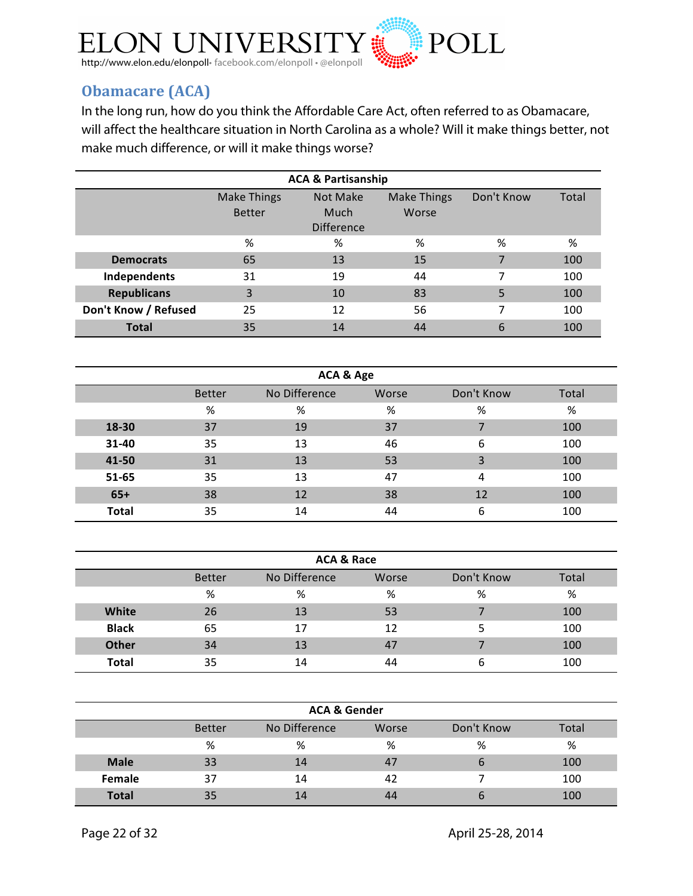ELON UNIVERSITY POLL

http://www.elon.edu/elonpoll• facebook.com/elonpoll • @elonpoll

## Obamacare (ACA)

In the long run, how do you think the Affordable Care Act, often referred to as Obamacare, will affect the healthcare situation in North Carolina as a whole? Will it make things better, not make much difference, or will it make things worse?

**ACA & Partisanship**

| | Make Things Better | Not Make Much Difference | Make Things Worse | Don't Know | Total |
|---|---|---|---|---|---|
| | % | % | % | % | % |
| **Democrats** | 65 | 13 | 15 | 7 | 100 |
| **Independents** | 31 | 19 | 44 | 7 | 100 |
| **Republicans** | 3 | 10 | 83 | 5 | 100 |
| **Don't Know / Refused** | 25 | 12 | 56 | 7 | 100 |
| **Total** | 35 | 14 | 44 | 6 | 100 |

**ACA & Age**

| | Better | No Difference | Worse | Don't Know | Total |
|---|---|---|---|---|---|
| | % | % | % | % | % |
| **18-30** | 37 | 19 | 37 | 7 | 100 |
| **31-40** | 35 | 13 | 46 | 6 | 100 |
| **41-50** | 31 | 13 | 53 | 3 | 100 |
| **51-65** | 35 | 13 | 47 | 4 | 100 |
| **65+** | 38 | 12 | 38 | 12 | 100 |
| **Total** | 35 | 14 | 44 | 6 | 100 |

**ACA & Race**

| | Better | No Difference | Worse | Don't Know | Total |
|---|---|---|---|---|---|
| | % | % | % | % | % |
| **White** | 26 | 13 | 53 | 7 | 100 |
| **Black** | 65 | 17 | 12 | 5 | 100 |
| **Other** | 34 | 13 | 47 | 7 | 100 |
| **Total** | 35 | 14 | 44 | 6 | 100 |

**ACA & Gender**

| | Better | No Difference | Worse | Don't Know | Total |
|---|---|---|---|---|---|
| | % | % | % | % | % |
| **Male** | 33 | 14 | 47 | 6 | 100 |
| **Female** | 37 | 14 | 42 | 7 | 100 |
| **Total** | 35 | 14 | 44 | 6 | 100 |

April 25-28, 2014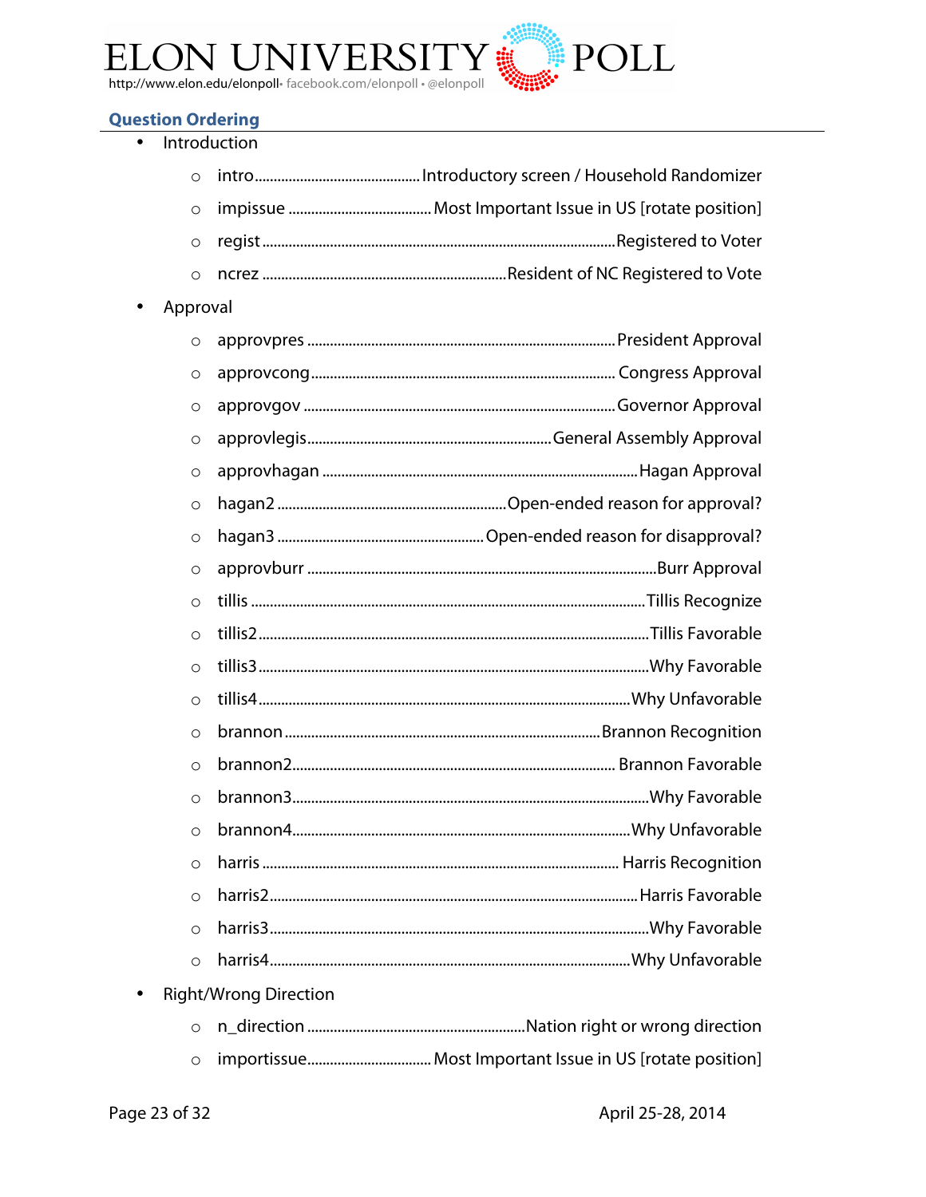## Question Ordering

- Introduction
  - intro........................................Introductory screen / Household Randomizer
  - impissue ......................................Most Important Issue in US [rotate position]
  - regist...........................................................................................Registered to Voter
  - ncrez ................................................................Resident of NC Registered to Vote
- Approval
  - approvpres ................................................................................President Approval
  - approvcong.............................................................................. Congress Approval
  - approvgov ................................................................................Governor Approval
  - approvlegis................................................................General Assembly Approval
  - approvhagan ..................................................................................Hagan Approval
  - hagan2 .........................................................Open-ended reason for approval?
  - hagan3 ....................................................Open-ended reason for disapproval?
  - approvburr ..........................................................................................Burr Approval
  - tillis .......................................................................................................Tillis Recognize
  - tillis2......................................................................................................Tillis Favorable
  - tillis3......................................................................................................Why Favorable
  - tillis4.................................................................................................Why Unfavorable
  - brannon...................................................................................Brannon Recognition
  - brannon2.................................................................................... Brannon Favorable
  - brannon3.............................................................................................Why Favorable
  - brannon4........................................................................................Why Unfavorable
  - harris ............................................................................................. Harris Recognition
  - harris2................................................................................................Harris Favorable
  - harris3..................................................................................................Why Favorable
  - harris4.............................................................................................Why Unfavorable
- Right/Wrong Direction
  - n_direction .........................................................Nation right or wrong direction
  - importissue................................Most Important Issue in US [rotate position]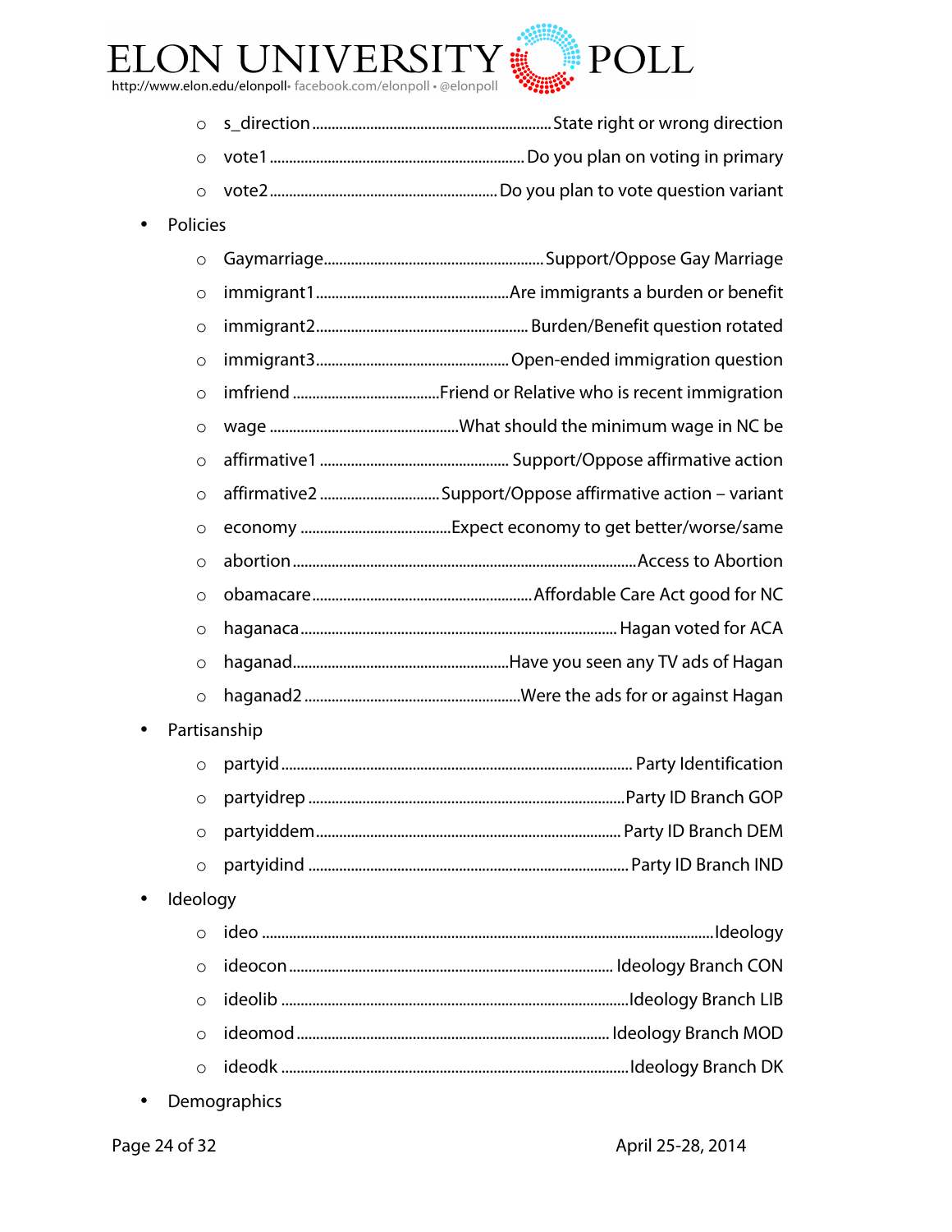- s_direction ............................................................ State right or wrong direction
- vote1 ................................................................ Do you plan on voting in primary
- vote2 .......................................................... Do you plan to vote question variant

- Policies
  - Gaymarriage........................................................ Support/Oppose Gay Marriage
  - immigrant1 .................................................Are immigrants a burden or benefit
  - immigrant2...................................................... Burden/Benefit question rotated
  - immigrant3................................................. Open-ended immigration question
  - imfriend .....................................Friend or Relative who is recent immigration
  - wage ................................................What should the minimum wage in NC be
  - affirmative1 ................................................ Support/Oppose affirmative action
  - affirmative2 .............................. Support/Oppose affirmative action – variant
  - economy .......................................Expect economy to get better/worse/same
  - abortion ......................................................................................Access to Abortion
  - obamacare........................................................ Affordable Care Act good for NC
  - haganaca ................................................................................ Hagan voted for ACA
  - haganad.......................................................Have you seen any TV ads of Hagan
  - haganad2 .......................................................Were the ads for or against Hagan

- Partisanship
  - partyid ......................................................................................... Party Identification
  - partyidrep ................................................................................Party ID Branch GOP
  - partyiddem.............................................................................. Party ID Branch DEM
  - partyidind ................................................................................. Party ID Branch IND

- Ideology
  - ideo ...................................................................................................................Ideology
  - ideocon ................................................................................... Ideology Branch CON
  - ideolib ........................................................................................Ideology Branch LIB
  - ideomod ................................................................................. Ideology Branch MOD
  - ideodk .......................................................................................Ideology Branch DK

- Demographics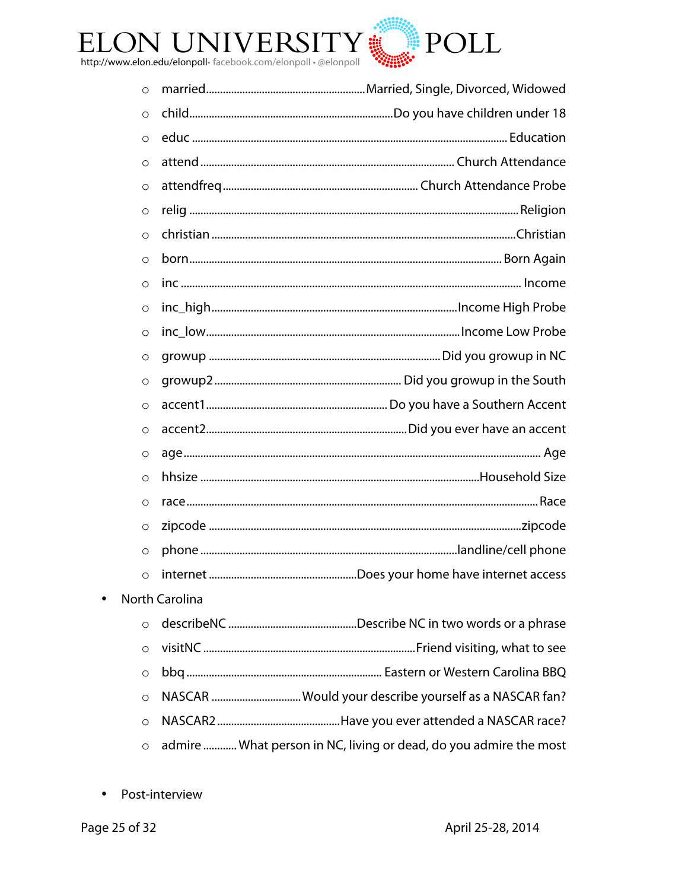- married ............ Married, Single, Divorced, Widowed
- child ............ Do you have children under 18
- educ ............ Education
- attend ............ Church Attendance
- attendfreq ............ Church Attendance Probe
- relig ............ Religion
- christian ............ Christian
- born ............ Born Again
- inc ............ Income
- inc_high ............ Income High Probe
- inc_low ............ Income Low Probe
- growup ............ Did you growup in NC
- growup2 ............ Did you growup in the South
- accent1 ............ Do you have a Southern Accent
- accent2 ............ Did you ever have an accent
- age ............ Age
- hhsize ............ Household Size
- race ............ Race
- zipcode ............ zipcode
- phone ............ landline/cell phone
- internet ............ Does your home have internet access

- North Carolina
  - describeNC ............ Describe NC in two words or a phrase
  - visitNC ............ Friend visiting, what to see
  - bbq ............ Eastern or Western Carolina BBQ
  - NASCAR ............ Would your describe yourself as a NASCAR fan?
  - NASCAR2 ............ Have you ever attended a NASCAR race?
  - admire ............ What person in NC, living or dead, do you admire the most

- Post-interview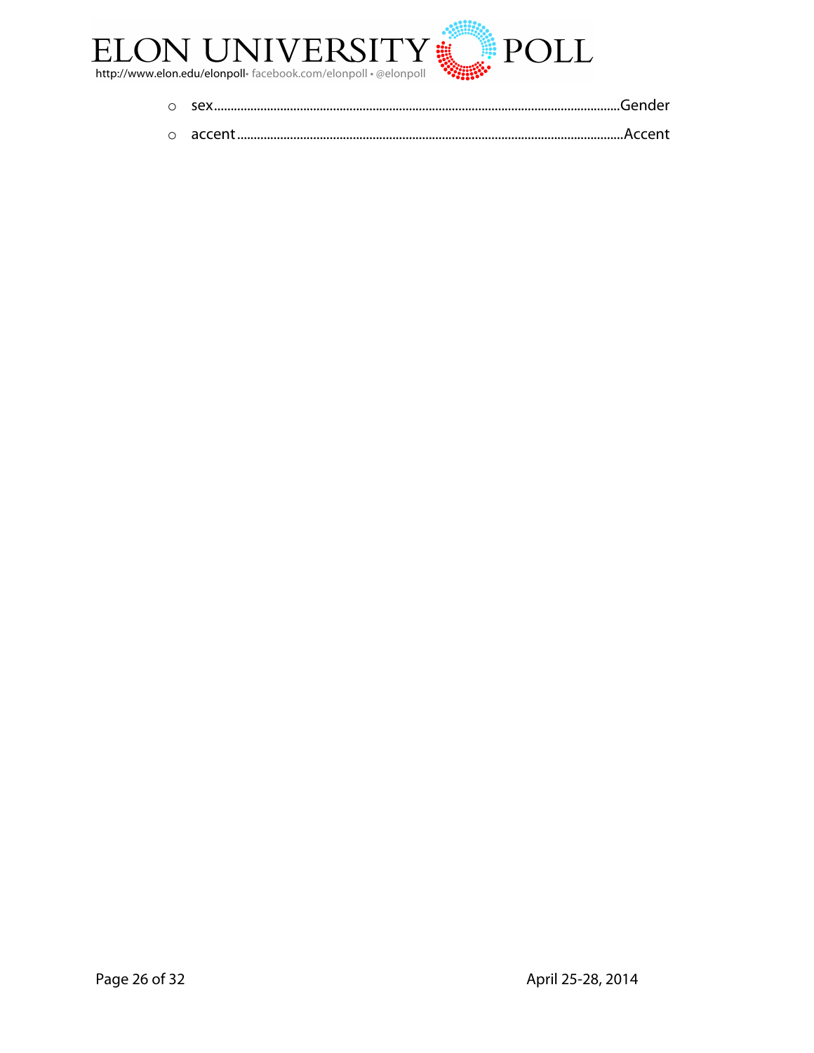- sex........................................................................................................................Gender
- accent....................................................................................................................Accent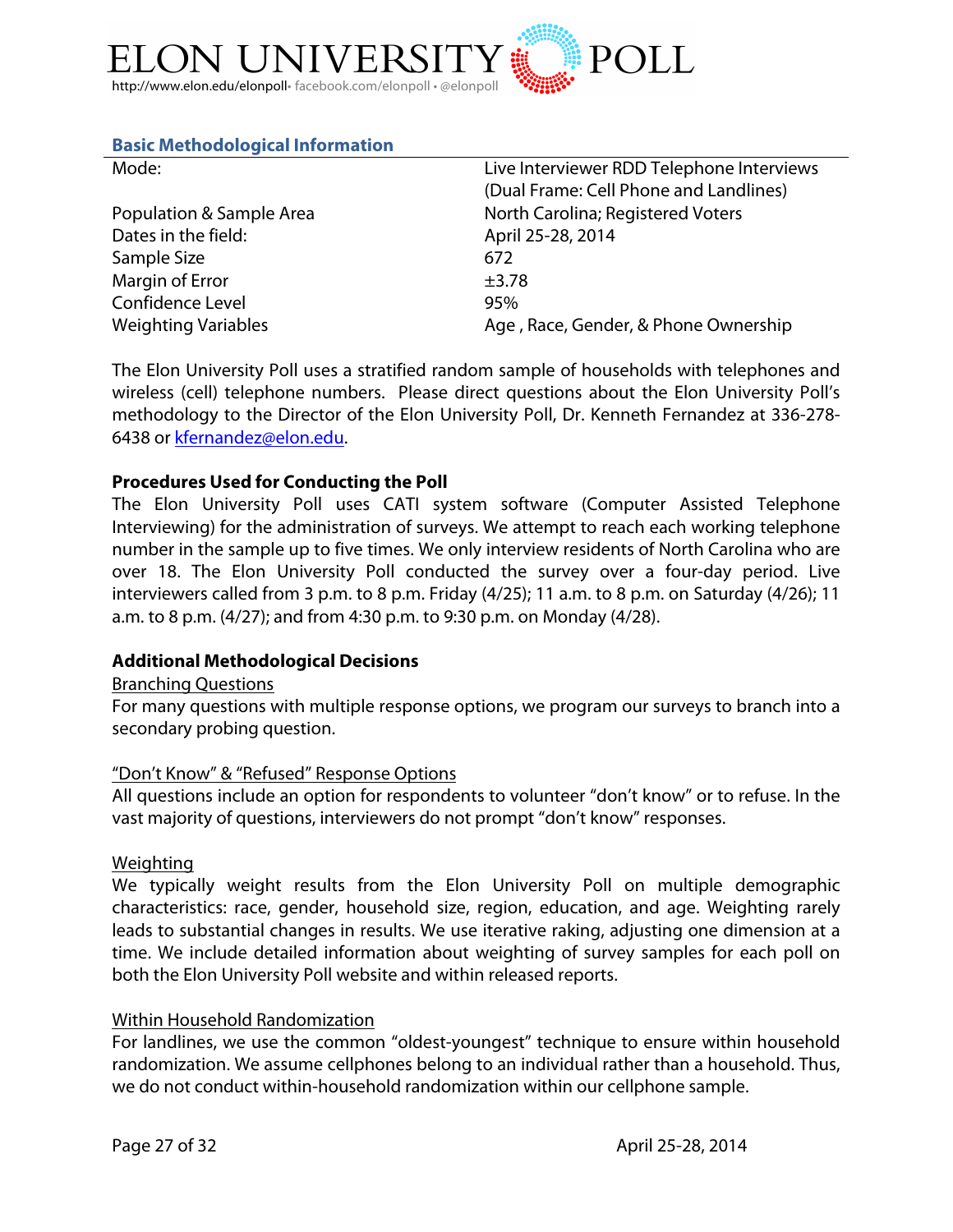### Basic Methodological Information

| | |
|---|---|
| Mode: | Live Interviewer RDD Telephone Interviews (Dual Frame: Cell Phone and Landlines) |
| Population & Sample Area | North Carolina; Registered Voters |
| Dates in the field: | April 25-28, 2014 |
| Sample Size | 672 |
| Margin of Error | ±3.78 |
| Confidence Level | 95% |
| Weighting Variables | Age , Race, Gender, & Phone Ownership |

The Elon University Poll uses a stratified random sample of households with telephones and wireless (cell) telephone numbers. Please direct questions about the Elon University Poll's methodology to the Director of the Elon University Poll, Dr. Kenneth Fernandez at 336-278-6438 or kfernandez@elon.edu.

**Procedures Used for Conducting the Poll**

The Elon University Poll uses CATI system software (Computer Assisted Telephone Interviewing) for the administration of surveys. We attempt to reach each working telephone number in the sample up to five times. We only interview residents of North Carolina who are over 18. The Elon University Poll conducted the survey over a four-day period. Live interviewers called from 3 p.m. to 8 p.m. Friday (4/25); 11 a.m. to 8 p.m. on Saturday (4/26); 11 a.m. to 8 p.m. (4/27); and from 4:30 p.m. to 9:30 p.m. on Monday (4/28).

**Additional Methodological Decisions**

Branching Questions

For many questions with multiple response options, we program our surveys to branch into a secondary probing question.

"Don't Know" & "Refused" Response Options

All questions include an option for respondents to volunteer "don't know" or to refuse. In the vast majority of questions, interviewers do not prompt "don't know" responses.

Weighting

We typically weight results from the Elon University Poll on multiple demographic characteristics: race, gender, household size, region, education, and age. Weighting rarely leads to substantial changes in results. We use iterative raking, adjusting one dimension at a time. We include detailed information about weighting of survey samples for each poll on both the Elon University Poll website and within released reports.

Within Household Randomization

For landlines, we use the common "oldest-youngest" technique to ensure within household randomization. We assume cellphones belong to an individual rather than a household. Thus, we do not conduct within-household randomization within our cellphone sample.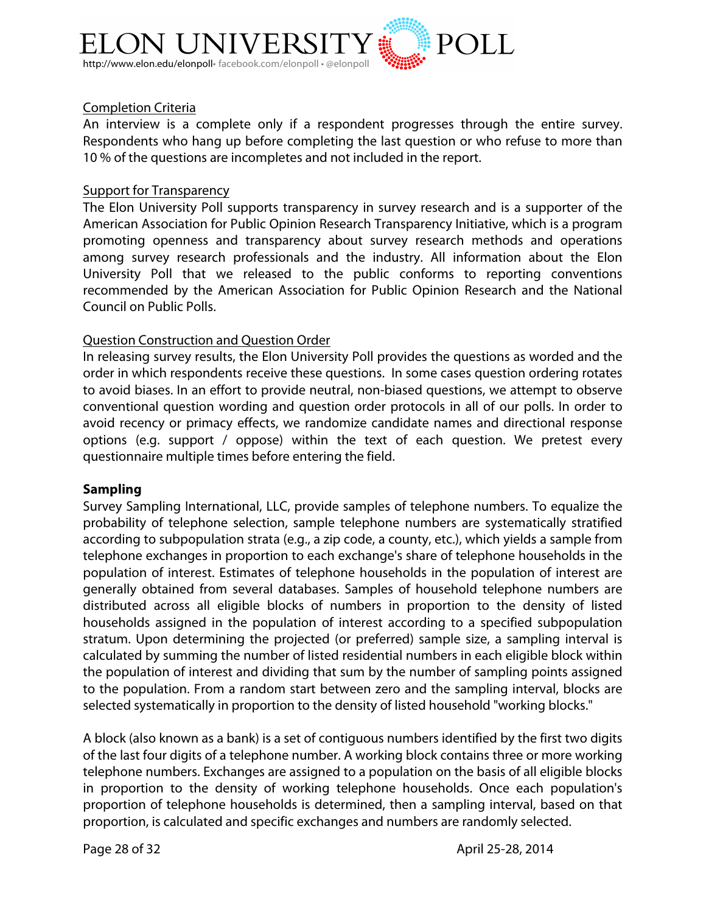Completion Criteria

An interview is a complete only if a respondent progresses through the entire survey. Respondents who hang up before completing the last question or who refuse to more than 10 % of the questions are incompletes and not included in the report.

Support for Transparency

The Elon University Poll supports transparency in survey research and is a supporter of the American Association for Public Opinion Research Transparency Initiative, which is a program promoting openness and transparency about survey research methods and operations among survey research professionals and the industry. All information about the Elon University Poll that we released to the public conforms to reporting conventions recommended by the American Association for Public Opinion Research and the National Council on Public Polls.

Question Construction and Question Order

In releasing survey results, the Elon University Poll provides the questions as worded and the order in which respondents receive these questions. In some cases question ordering rotates to avoid biases. In an effort to provide neutral, non-biased questions, we attempt to observe conventional question wording and question order protocols in all of our polls. In order to avoid recency or primacy effects, we randomize candidate names and directional response options (e.g. support / oppose) within the text of each question. We pretest every questionnaire multiple times before entering the field.

**Sampling**

Survey Sampling International, LLC, provide samples of telephone numbers. To equalize the probability of telephone selection, sample telephone numbers are systematically stratified according to subpopulation strata (e.g., a zip code, a county, etc.), which yields a sample from telephone exchanges in proportion to each exchange's share of telephone households in the population of interest. Estimates of telephone households in the population of interest are generally obtained from several databases. Samples of household telephone numbers are distributed across all eligible blocks of numbers in proportion to the density of listed households assigned in the population of interest according to a specified subpopulation stratum. Upon determining the projected (or preferred) sample size, a sampling interval is calculated by summing the number of listed residential numbers in each eligible block within the population of interest and dividing that sum by the number of sampling points assigned to the population. From a random start between zero and the sampling interval, blocks are selected systematically in proportion to the density of listed household "working blocks."

A block (also known as a bank) is a set of contiguous numbers identified by the first two digits of the last four digits of a telephone number. A working block contains three or more working telephone numbers. Exchanges are assigned to a population on the basis of all eligible blocks in proportion to the density of working telephone households. Once each population's proportion of telephone households is determined, then a sampling interval, based on that proportion, is calculated and specific exchanges and numbers are randomly selected.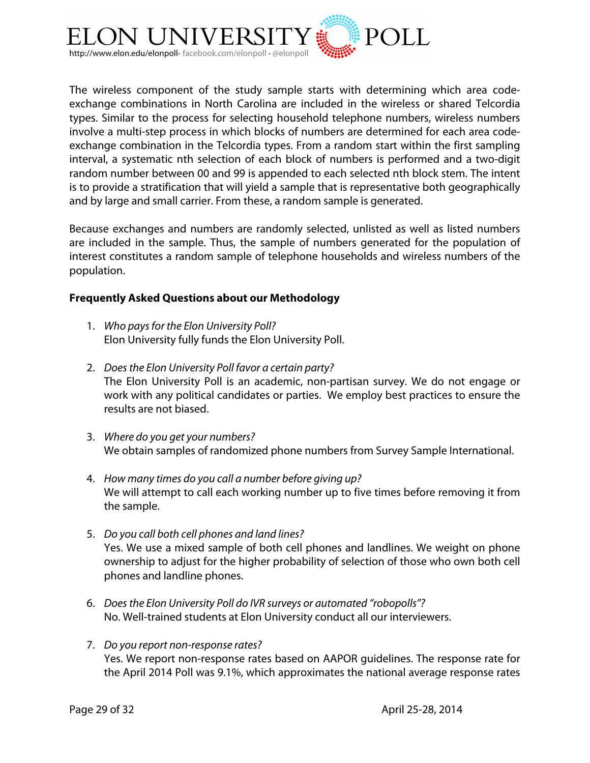The wireless component of the study sample starts with determining which area code-exchange combinations in North Carolina are included in the wireless or shared Telcordia types. Similar to the process for selecting household telephone numbers, wireless numbers involve a multi-step process in which blocks of numbers are determined for each area code-exchange combination in the Telcordia types. From a random start within the first sampling interval, a systematic nth selection of each block of numbers is performed and a two-digit random number between 00 and 99 is appended to each selected nth block stem. The intent is to provide a stratification that will yield a sample that is representative both geographically and by large and small carrier. From these, a random sample is generated.

Because exchanges and numbers are randomly selected, unlisted as well as listed numbers are included in the sample. Thus, the sample of numbers generated for the population of interest constitutes a random sample of telephone households and wireless numbers of the population.

**Frequently Asked Questions about our Methodology**

1. *Who pays for the Elon University Poll?*
   Elon University fully funds the Elon University Poll.

2. *Does the Elon University Poll favor a certain party?*
   The Elon University Poll is an academic, non-partisan survey. We do not engage or work with any political candidates or parties. We employ best practices to ensure the results are not biased.

3. *Where do you get your numbers?*
   We obtain samples of randomized phone numbers from Survey Sample International.

4. *How many times do you call a number before giving up?*
   We will attempt to call each working number up to five times before removing it from the sample.

5. *Do you call both cell phones and land lines?*
   Yes. We use a mixed sample of both cell phones and landlines. We weight on phone ownership to adjust for the higher probability of selection of those who own both cell phones and landline phones.

6. *Does the Elon University Poll do IVR surveys or automated "robopolls"?*
   No. Well-trained students at Elon University conduct all our interviewers.

7. *Do you report non-response rates?*
   Yes. We report non-response rates based on AAPOR guidelines. The response rate for the April 2014 Poll was 9.1%, which approximates the national average response rates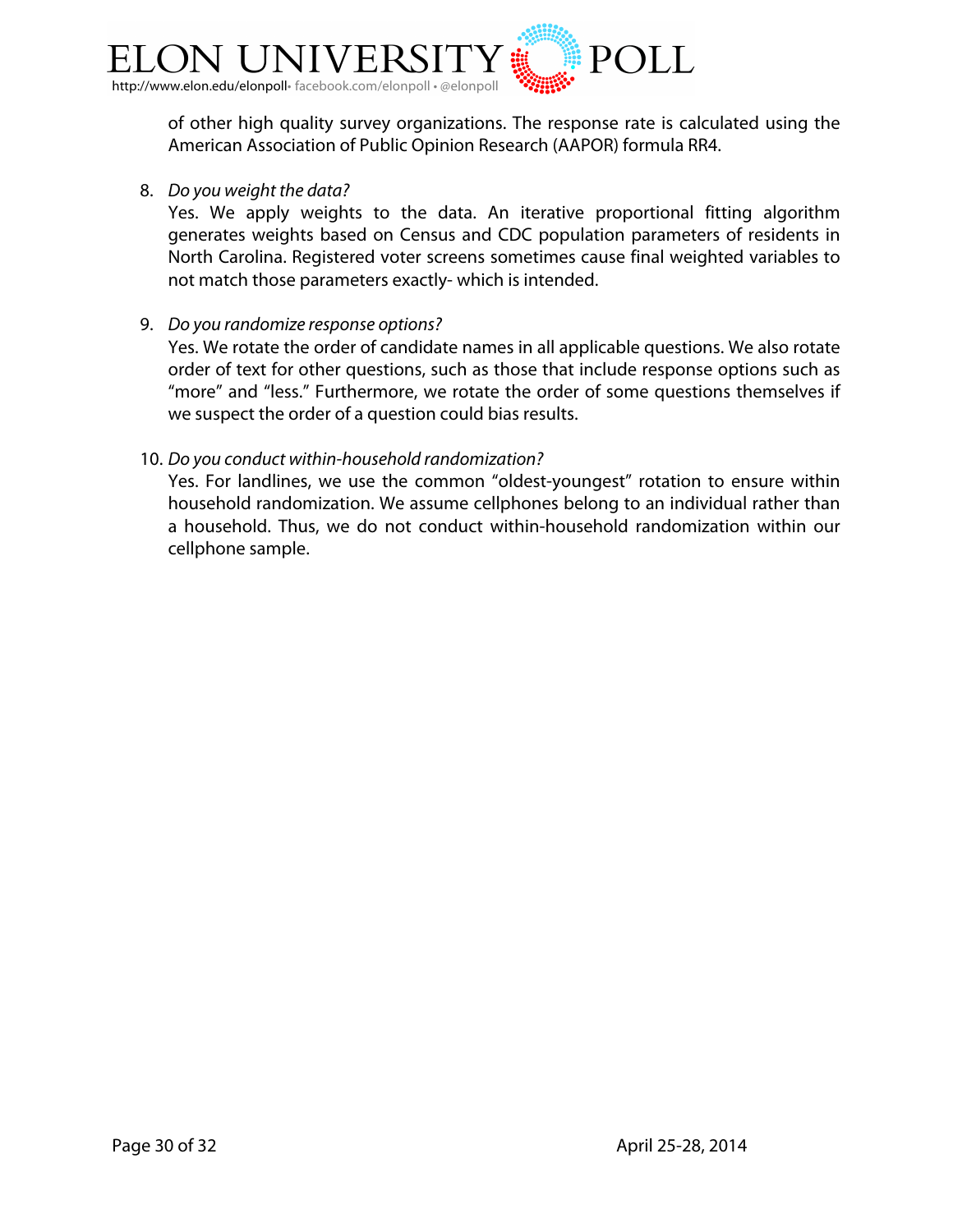of other high quality survey organizations. The response rate is calculated using the American Association of Public Opinion Research (AAPOR) formula RR4.

8. *Do you weight the data?*
   Yes. We apply weights to the data. An iterative proportional fitting algorithm generates weights based on Census and CDC population parameters of residents in North Carolina. Registered voter screens sometimes cause final weighted variables to not match those parameters exactly- which is intended.

9. *Do you randomize response options?*
   Yes. We rotate the order of candidate names in all applicable questions. We also rotate order of text for other questions, such as those that include response options such as "more" and "less." Furthermore, we rotate the order of some questions themselves if we suspect the order of a question could bias results.

10. *Do you conduct within-household randomization?*
    Yes. For landlines, we use the common "oldest-youngest" rotation to ensure within household randomization. We assume cellphones belong to an individual rather than a household. Thus, we do not conduct within-household randomization within our cellphone sample.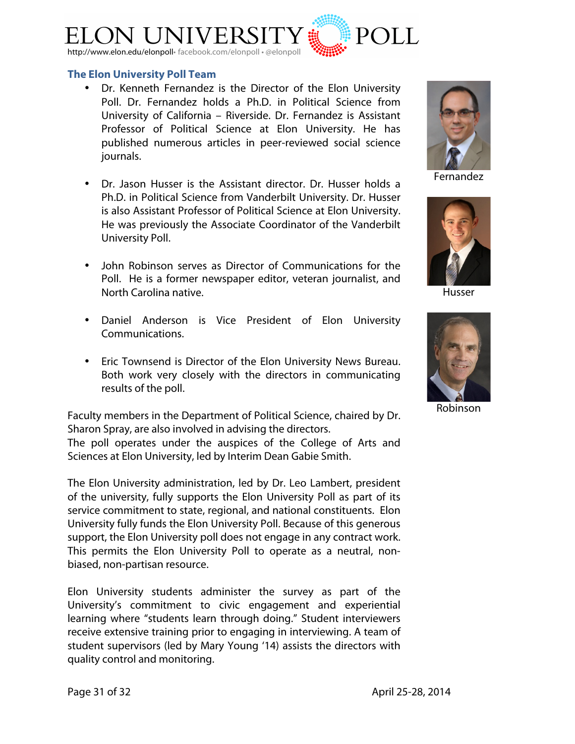## The Elon University Poll Team

- Dr. Kenneth Fernandez is the Director of the Elon University Poll. Dr. Fernandez holds a Ph.D. in Political Science from University of California – Riverside. Dr. Fernandez is Assistant Professor of Political Science at Elon University. He has published numerous articles in peer-reviewed social science journals.

- Dr. Jason Husser is the Assistant director. Dr. Husser holds a Ph.D. in Political Science from Vanderbilt University. Dr. Husser is also Assistant Professor of Political Science at Elon University. He was previously the Associate Coordinator of the Vanderbilt University Poll.

- John Robinson serves as Director of Communications for the Poll. He is a former newspaper editor, veteran journalist, and North Carolina native.

- Daniel Anderson is Vice President of Elon University Communications.

- Eric Townsend is Director of the Elon University News Bureau. Both work very closely with the directors in communicating results of the poll.

Fernandez

Husser

Robinson

Faculty members in the Department of Political Science, chaired by Dr. Sharon Spray, are also involved in advising the directors.
The poll operates under the auspices of the College of Arts and Sciences at Elon University, led by Interim Dean Gabie Smith.

The Elon University administration, led by Dr. Leo Lambert, president of the university, fully supports the Elon University Poll as part of its service commitment to state, regional, and national constituents. Elon University fully funds the Elon University Poll. Because of this generous support, the Elon University poll does not engage in any contract work. This permits the Elon University Poll to operate as a neutral, non-biased, non-partisan resource.

Elon University students administer the survey as part of the University's commitment to civic engagement and experiential learning where "students learn through doing." Student interviewers receive extensive training prior to engaging in interviewing. A team of student supervisors (led by Mary Young '14) assists the directors with quality control and monitoring.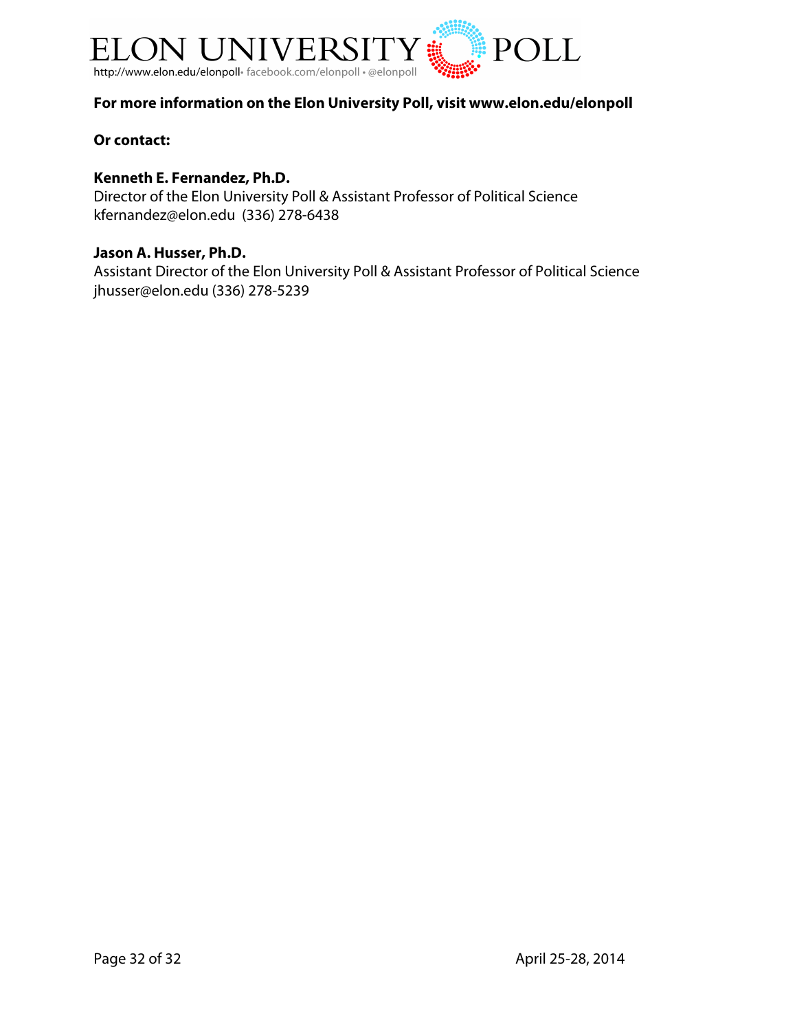# ELON UNIVERSITY POLL

http://www.elon.edu/elonpoll• facebook.com/elonpoll • @elonpoll

**For more information on the Elon University Poll, visit www.elon.edu/elonpoll**

**Or contact:**

**Kenneth E. Fernandez, Ph.D.**
Director of the Elon University Poll & Assistant Professor of Political Science
kfernandez@elon.edu (336) 278-6438

**Jason A. Husser, Ph.D.**
Assistant Director of the Elon University Poll & Assistant Professor of Political Science
jhusser@elon.edu (336) 278-5239